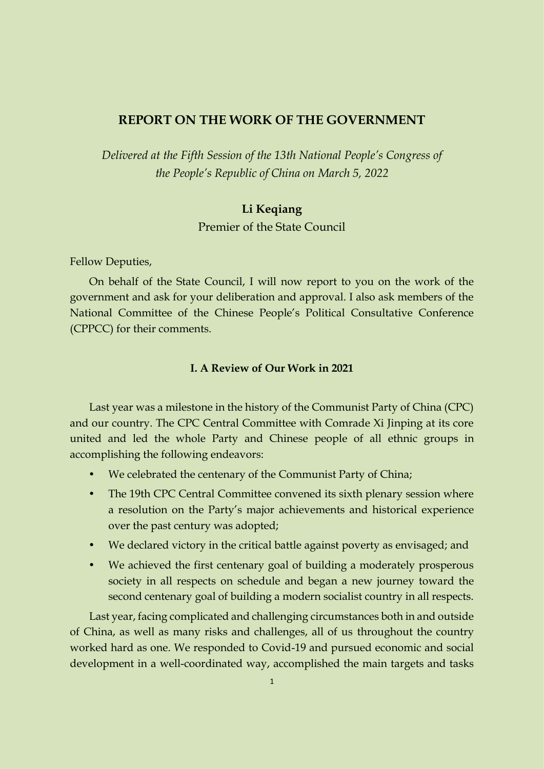# REPORT ON THE WORK OF THE GOVERNMENT

*Delivered at the Fifth Session of the 13th National People's Congress of the People's Republic of China on March 5, 2022*

**Li Keqiang**

Premier of the State Council

Fellow Deputies,

On behalf of the State Council, I will now report to you on the work of the government and ask for your deliberation and approval. I also ask members of the National Committee of the Chinese People's Political Consultative Conference (CPPCC) for their comments.

## I. A Review of Our Work in 2021

Last year was a milestone in the history of the Communist Party of China (CPC) and our country. The CPC Central Committee with Comrade Xi Jinping at its core united and led the whole Party and Chinese people of all ethnic groups in accomplishing the following endeavors:

- We celebrated the centenary of the Communist Party of China;
- The 19th CPC Central Committee convened its sixth plenary session where a resolution on the Party's major achievements and historical experience over the past century was adopted;
- We declared victory in the critical battle against poverty as envisaged; and
- We achieved the first centenary goal of building a moderately prosperous society in all respects on schedule and began a new journey toward the second centenary goal of building a modern socialist country in all respects.

Last year, facing complicated and challenging circumstances both in and outside of China, as well as many risks and challenges, all of us throughout the country worked hard as one. We responded to Covid-19 and pursued economic and social development in a well-coordinated way, accomplished the main targets and tasks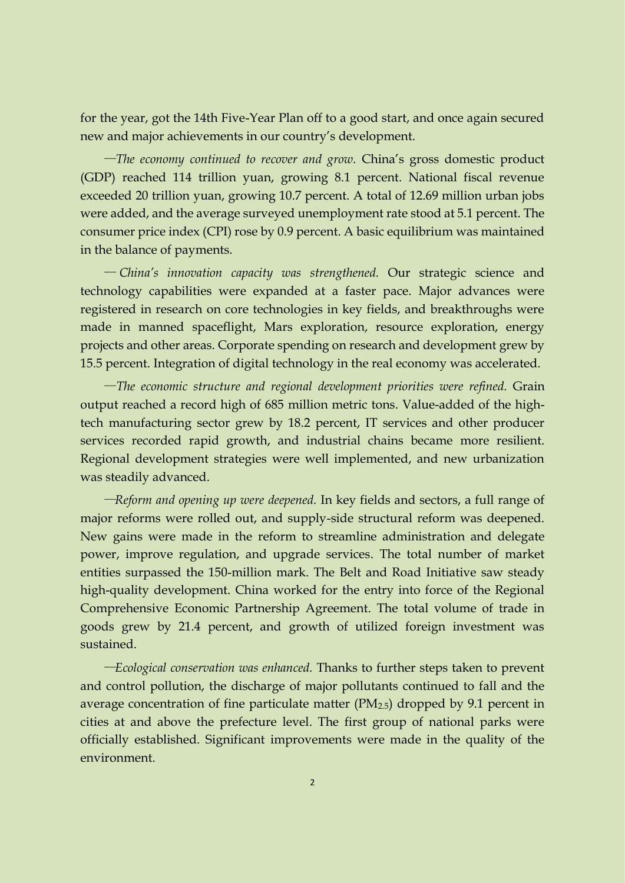for the year, got the 14th Five-Year Plan off to a good start, and once again secured new and major achievements in our country's development.

—*The economy continued to recover and grow.* China's gross domestic product (GDP) reached 114 trillion yuan, growing 8.1 percent. National fiscal revenue exceeded 20 trillion yuan, growing 10.7 percent. A total of 12.69 million urban jobs were added, and the average surveyed unemployment rate stood at 5.1 percent. The consumer price index (CPI) rose by 0.9 percent. A basic equilibrium was maintained in the balance of payments.

—*China's innovation capacity was strengthened.* Our strategic science and technology capabilities were expanded at a faster pace. Major advances were registered in research on core technologies in key fields, and breakthroughs were made in manned spaceflight, Mars exploration, resource exploration, energy projects and other areas. Corporate spending on research and development grew by 15.5 percent. Integration of digital technology in the real economy was accelerated.

—*The economic structure and regional development priorities were refined.* Grain output reached a record high of 685 million metric tons. Value-added of the high-tech manufacturing sector grew by 18.2 percent, IT services and other producer services recorded rapid growth, and industrial chains became more resilient. Regional development strategies were well implemented, and new urbanization was steadily advanced.

—*Reform and opening up were deepened.* In key fields and sectors, a full range of major reforms were rolled out, and supply-side structural reform was deepened. New gains were made in the reform to streamline administration and delegate power, improve regulation, and upgrade services. The total number of market entities surpassed the 150-million mark. The Belt and Road Initiative saw steady high-quality development. China worked for the entry into force of the Regional Comprehensive Economic Partnership Agreement. The total volume of trade in goods grew by 21.4 percent, and growth of utilized foreign investment was sustained.

—*Ecological conservation was enhanced.* Thanks to further steps taken to prevent and control pollution, the discharge of major pollutants continued to fall and the average concentration of fine particulate matter ($PM_{2.5}$) dropped by 9.1 percent in cities at and above the prefecture level. The first group of national parks were officially established. Significant improvements were made in the quality of the environment.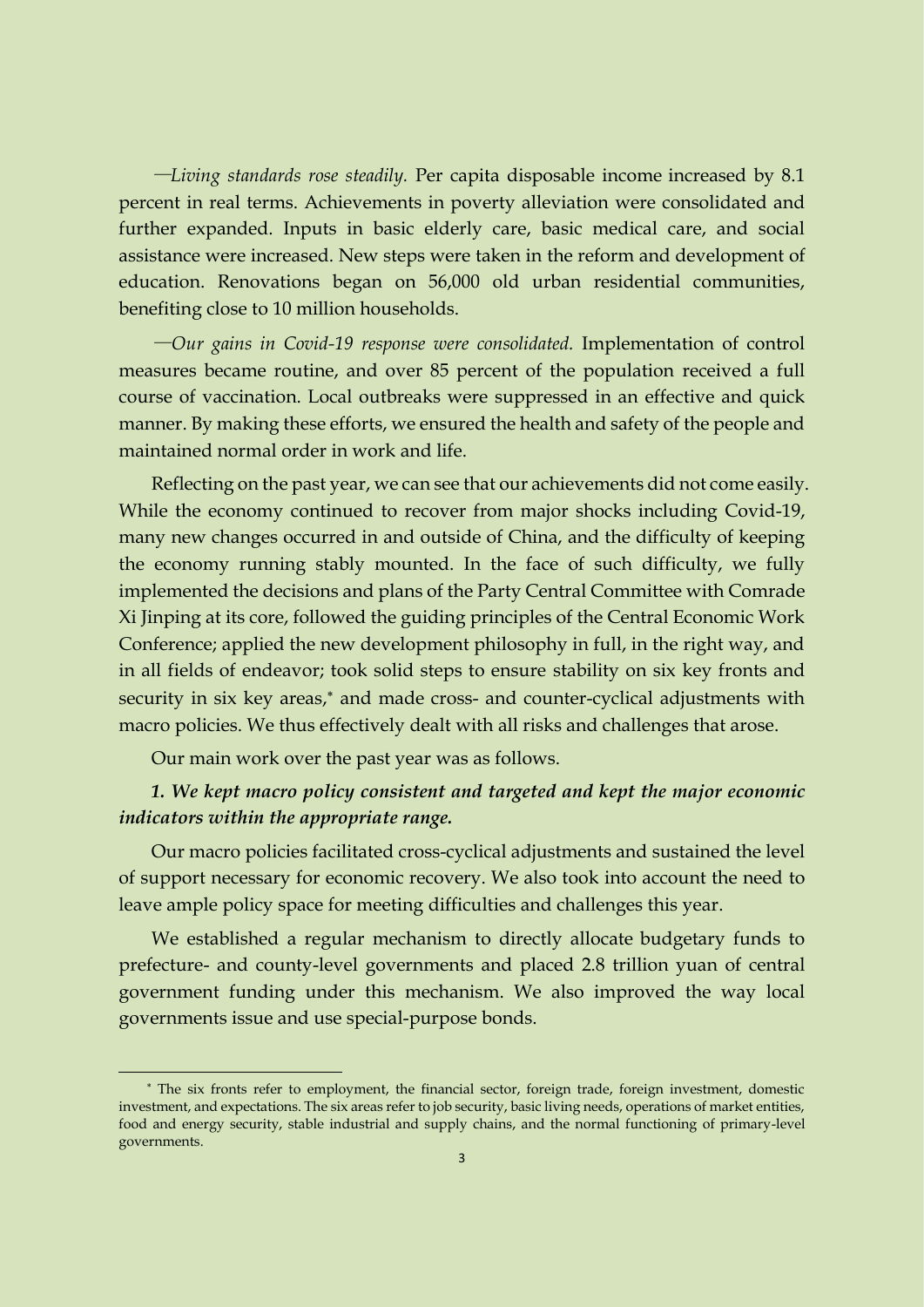—*Living standards rose steadily.* Per capita disposable income increased by 8.1 percent in real terms. Achievements in poverty alleviation were consolidated and further expanded. Inputs in basic elderly care, basic medical care, and social assistance were increased. New steps were taken in the reform and development of education. Renovations began on 56,000 old urban residential communities, benefiting close to 10 million households.

—*Our gains in Covid-19 response were consolidated.* Implementation of control measures became routine, and over 85 percent of the population received a full course of vaccination. Local outbreaks were suppressed in an effective and quick manner. By making these efforts, we ensured the health and safety of the people and maintained normal order in work and life.

Reflecting on the past year, we can see that our achievements did not come easily. While the economy continued to recover from major shocks including Covid-19, many new changes occurred in and outside of China, and the difficulty of keeping the economy running stably mounted. In the face of such difficulty, we fully implemented the decisions and plans of the Party Central Committee with Comrade Xi Jinping at its core, followed the guiding principles of the Central Economic Work Conference; applied the new development philosophy in full, in the right way, and in all fields of endeavor; took solid steps to ensure stability on six key fronts and security in six key areas,* and made cross- and counter-cyclical adjustments with macro policies. We thus effectively dealt with all risks and challenges that arose.

Our main work over the past year was as follows.

***1. We kept macro policy consistent and targeted and kept the major economic indicators within the appropriate range.***

Our macro policies facilitated cross-cyclical adjustments and sustained the level of support necessary for economic recovery. We also took into account the need to leave ample policy space for meeting difficulties and challenges this year.

We established a regular mechanism to directly allocate budgetary funds to prefecture- and county-level governments and placed 2.8 trillion yuan of central government funding under this mechanism. We also improved the way local governments issue and use special-purpose bonds.

---

* The six fronts refer to employment, the financial sector, foreign trade, foreign investment, domestic investment, and expectations. The six areas refer to job security, basic living needs, operations of market entities, food and energy security, stable industrial and supply chains, and the normal functioning of primary-level governments.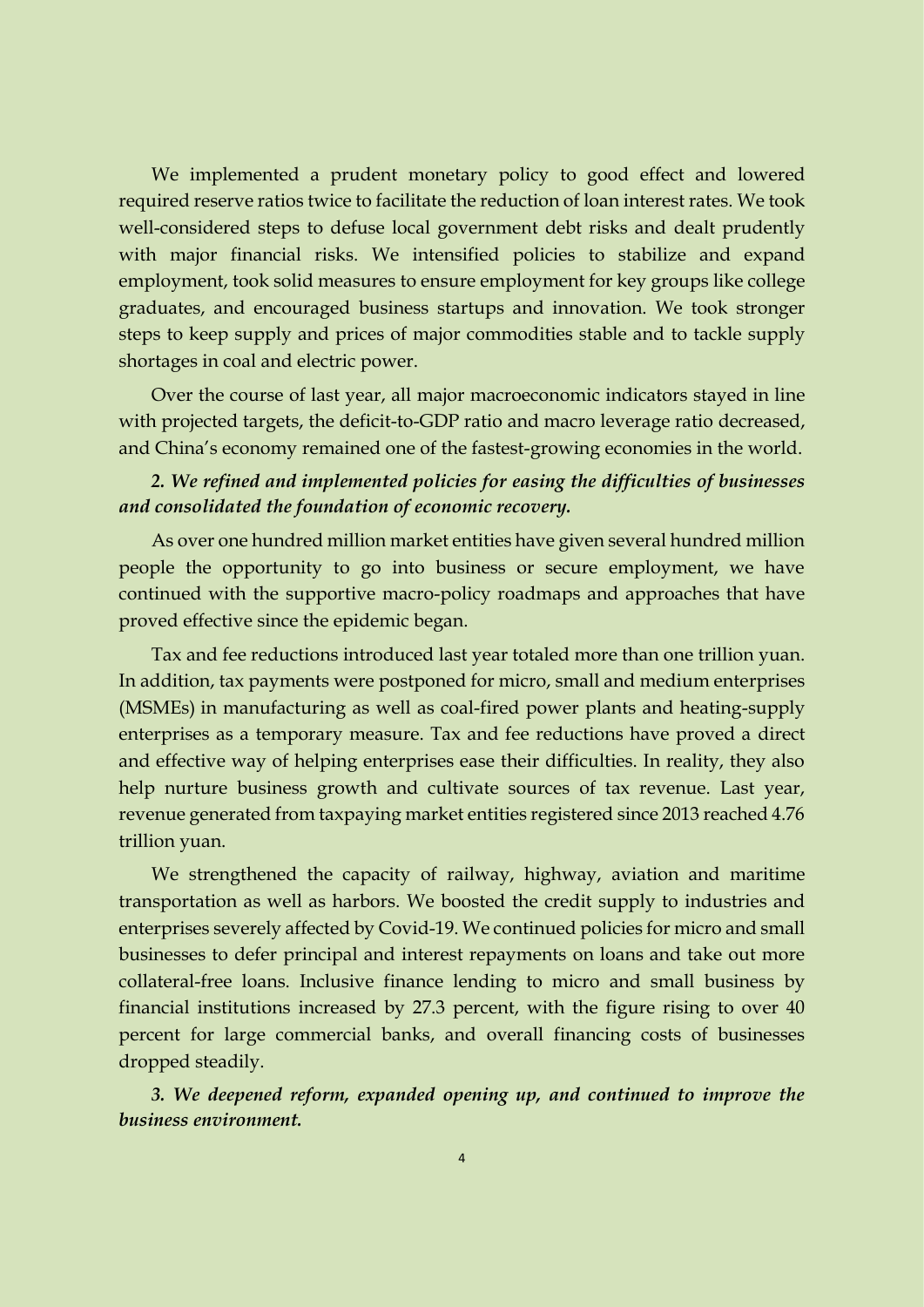We implemented a prudent monetary policy to good effect and lowered required reserve ratios twice to facilitate the reduction of loan interest rates. We took well-considered steps to defuse local government debt risks and dealt prudently with major financial risks. We intensified policies to stabilize and expand employment, took solid measures to ensure employment for key groups like college graduates, and encouraged business startups and innovation. We took stronger steps to keep supply and prices of major commodities stable and to tackle supply shortages in coal and electric power.

Over the course of last year, all major macroeconomic indicators stayed in line with projected targets, the deficit-to-GDP ratio and macro leverage ratio decreased, and China's economy remained one of the fastest-growing economies in the world.

***2. We refined and implemented policies for easing the difficulties of businesses and consolidated the foundation of economic recovery.***

As over one hundred million market entities have given several hundred million people the opportunity to go into business or secure employment, we have continued with the supportive macro-policy roadmaps and approaches that have proved effective since the epidemic began.

Tax and fee reductions introduced last year totaled more than one trillion yuan. In addition, tax payments were postponed for micro, small and medium enterprises (MSMEs) in manufacturing as well as coal-fired power plants and heating-supply enterprises as a temporary measure. Tax and fee reductions have proved a direct and effective way of helping enterprises ease their difficulties. In reality, they also help nurture business growth and cultivate sources of tax revenue. Last year, revenue generated from taxpaying market entities registered since 2013 reached 4.76 trillion yuan.

We strengthened the capacity of railway, highway, aviation and maritime transportation as well as harbors. We boosted the credit supply to industries and enterprises severely affected by Covid-19. We continued policies for micro and small businesses to defer principal and interest repayments on loans and take out more collateral-free loans. Inclusive finance lending to micro and small business by financial institutions increased by 27.3 percent, with the figure rising to over 40 percent for large commercial banks, and overall financing costs of businesses dropped steadily.

***3. We deepened reform, expanded opening up, and continued to improve the business environment.***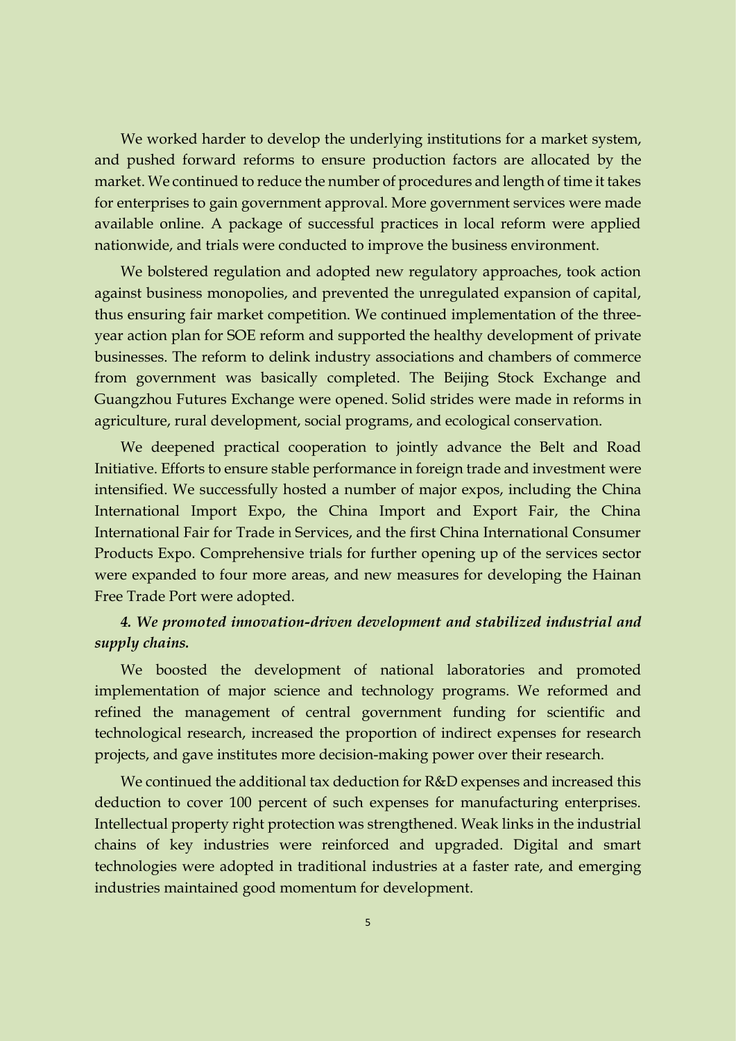We worked harder to develop the underlying institutions for a market system, and pushed forward reforms to ensure production factors are allocated by the market. We continued to reduce the number of procedures and length of time it takes for enterprises to gain government approval. More government services were made available online. A package of successful practices in local reform were applied nationwide, and trials were conducted to improve the business environment.

We bolstered regulation and adopted new regulatory approaches, took action against business monopolies, and prevented the unregulated expansion of capital, thus ensuring fair market competition. We continued implementation of the three-year action plan for SOE reform and supported the healthy development of private businesses. The reform to delink industry associations and chambers of commerce from government was basically completed. The Beijing Stock Exchange and Guangzhou Futures Exchange were opened. Solid strides were made in reforms in agriculture, rural development, social programs, and ecological conservation.

We deepened practical cooperation to jointly advance the Belt and Road Initiative. Efforts to ensure stable performance in foreign trade and investment were intensified. We successfully hosted a number of major expos, including the China International Import Expo, the China Import and Export Fair, the China International Fair for Trade in Services, and the first China International Consumer Products Expo. Comprehensive trials for further opening up of the services sector were expanded to four more areas, and new measures for developing the Hainan Free Trade Port were adopted.

***4. We promoted innovation-driven development and stabilized industrial and supply chains.***

We boosted the development of national laboratories and promoted implementation of major science and technology programs. We reformed and refined the management of central government funding for scientific and technological research, increased the proportion of indirect expenses for research projects, and gave institutes more decision-making power over their research.

We continued the additional tax deduction for R&D expenses and increased this deduction to cover 100 percent of such expenses for manufacturing enterprises. Intellectual property right protection was strengthened. Weak links in the industrial chains of key industries were reinforced and upgraded. Digital and smart technologies were adopted in traditional industries at a faster rate, and emerging industries maintained good momentum for development.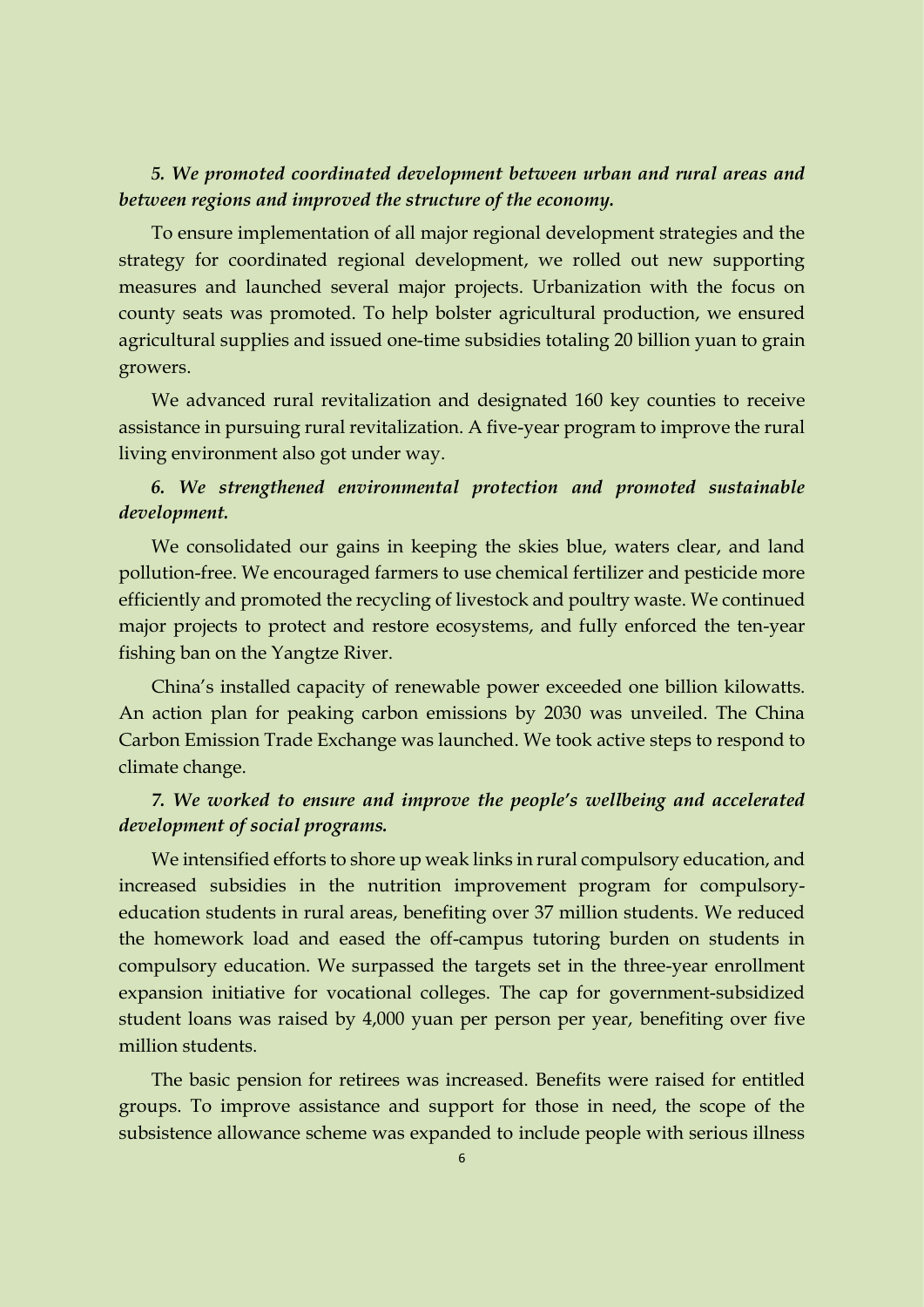*5. We promoted coordinated development between urban and rural areas and between regions and improved the structure of the economy.*

To ensure implementation of all major regional development strategies and the strategy for coordinated regional development, we rolled out new supporting measures and launched several major projects. Urbanization with the focus on county seats was promoted. To help bolster agricultural production, we ensured agricultural supplies and issued one-time subsidies totaling 20 billion yuan to grain growers.

We advanced rural revitalization and designated 160 key counties to receive assistance in pursuing rural revitalization. A five-year program to improve the rural living environment also got under way.

*6. We strengthened environmental protection and promoted sustainable development.*

We consolidated our gains in keeping the skies blue, waters clear, and land pollution-free. We encouraged farmers to use chemical fertilizer and pesticide more efficiently and promoted the recycling of livestock and poultry waste. We continued major projects to protect and restore ecosystems, and fully enforced the ten-year fishing ban on the Yangtze River.

China's installed capacity of renewable power exceeded one billion kilowatts. An action plan for peaking carbon emissions by 2030 was unveiled. The China Carbon Emission Trade Exchange was launched. We took active steps to respond to climate change.

*7. We worked to ensure and improve the people's wellbeing and accelerated development of social programs.*

We intensified efforts to shore up weak links in rural compulsory education, and increased subsidies in the nutrition improvement program for compulsory-education students in rural areas, benefiting over 37 million students. We reduced the homework load and eased the off-campus tutoring burden on students in compulsory education. We surpassed the targets set in the three-year enrollment expansion initiative for vocational colleges. The cap for government-subsidized student loans was raised by 4,000 yuan per person per year, benefiting over five million students.

The basic pension for retirees was increased. Benefits were raised for entitled groups. To improve assistance and support for those in need, the scope of the subsistence allowance scheme was expanded to include people with serious illness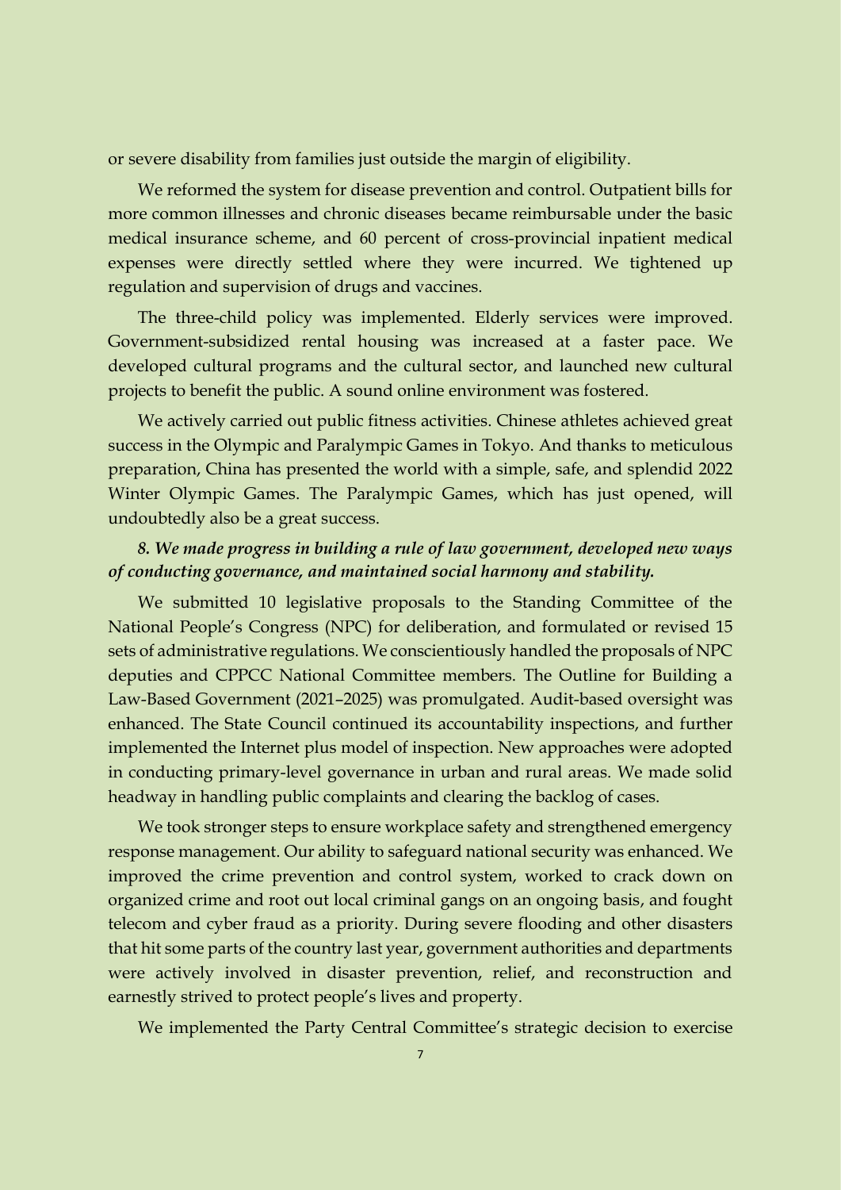or severe disability from families just outside the margin of eligibility.

We reformed the system for disease prevention and control. Outpatient bills for more common illnesses and chronic diseases became reimbursable under the basic medical insurance scheme, and 60 percent of cross-provincial inpatient medical expenses were directly settled where they were incurred. We tightened up regulation and supervision of drugs and vaccines.

The three-child policy was implemented. Elderly services were improved. Government-subsidized rental housing was increased at a faster pace. We developed cultural programs and the cultural sector, and launched new cultural projects to benefit the public. A sound online environment was fostered.

We actively carried out public fitness activities. Chinese athletes achieved great success in the Olympic and Paralympic Games in Tokyo. And thanks to meticulous preparation, China has presented the world with a simple, safe, and splendid 2022 Winter Olympic Games. The Paralympic Games, which has just opened, will undoubtedly also be a great success.

***8. We made progress in building a rule of law government, developed new ways of conducting governance, and maintained social harmony and stability.***

We submitted 10 legislative proposals to the Standing Committee of the National People's Congress (NPC) for deliberation, and formulated or revised 15 sets of administrative regulations. We conscientiously handled the proposals of NPC deputies and CPPCC National Committee members. The Outline for Building a Law-Based Government (2021–2025) was promulgated. Audit-based oversight was enhanced. The State Council continued its accountability inspections, and further implemented the Internet plus model of inspection. New approaches were adopted in conducting primary-level governance in urban and rural areas. We made solid headway in handling public complaints and clearing the backlog of cases.

We took stronger steps to ensure workplace safety and strengthened emergency response management. Our ability to safeguard national security was enhanced. We improved the crime prevention and control system, worked to crack down on organized crime and root out local criminal gangs on an ongoing basis, and fought telecom and cyber fraud as a priority. During severe flooding and other disasters that hit some parts of the country last year, government authorities and departments were actively involved in disaster prevention, relief, and reconstruction and earnestly strived to protect people's lives and property.

We implemented the Party Central Committee's strategic decision to exercise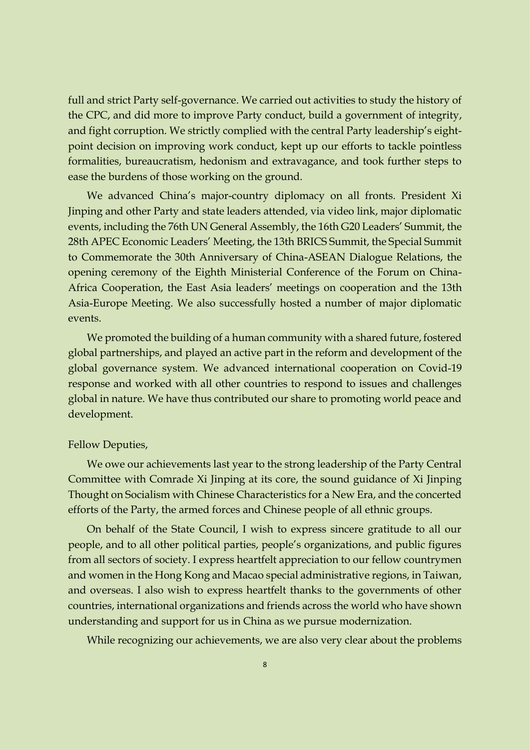full and strict Party self-governance. We carried out activities to study the history of the CPC, and did more to improve Party conduct, build a government of integrity, and fight corruption. We strictly complied with the central Party leadership's eight-point decision on improving work conduct, kept up our efforts to tackle pointless formalities, bureaucratism, hedonism and extravagance, and took further steps to ease the burdens of those working on the ground.

We advanced China's major-country diplomacy on all fronts. President Xi Jinping and other Party and state leaders attended, via video link, major diplomatic events, including the 76th UN General Assembly, the 16th G20 Leaders' Summit, the 28th APEC Economic Leaders' Meeting, the 13th BRICS Summit, the Special Summit to Commemorate the 30th Anniversary of China-ASEAN Dialogue Relations, the opening ceremony of the Eighth Ministerial Conference of the Forum on China-Africa Cooperation, the East Asia leaders' meetings on cooperation and the 13th Asia-Europe Meeting. We also successfully hosted a number of major diplomatic events.

We promoted the building of a human community with a shared future, fostered global partnerships, and played an active part in the reform and development of the global governance system. We advanced international cooperation on Covid-19 response and worked with all other countries to respond to issues and challenges global in nature. We have thus contributed our share to promoting world peace and development.

Fellow Deputies,

We owe our achievements last year to the strong leadership of the Party Central Committee with Comrade Xi Jinping at its core, the sound guidance of Xi Jinping Thought on Socialism with Chinese Characteristics for a New Era, and the concerted efforts of the Party, the armed forces and Chinese people of all ethnic groups.

On behalf of the State Council, I wish to express sincere gratitude to all our people, and to all other political parties, people's organizations, and public figures from all sectors of society. I express heartfelt appreciation to our fellow countrymen and women in the Hong Kong and Macao special administrative regions, in Taiwan, and overseas. I also wish to express heartfelt thanks to the governments of other countries, international organizations and friends across the world who have shown understanding and support for us in China as we pursue modernization.

While recognizing our achievements, we are also very clear about the problems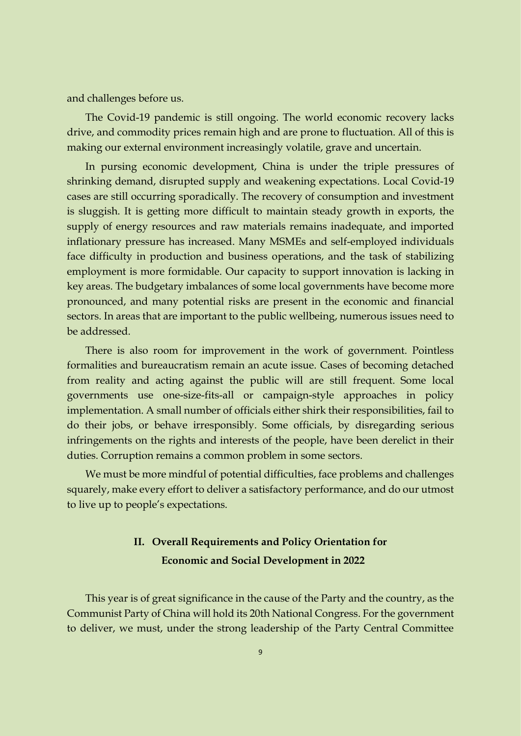and challenges before us.

The Covid-19 pandemic is still ongoing. The world economic recovery lacks drive, and commodity prices remain high and are prone to fluctuation. All of this is making our external environment increasingly volatile, grave and uncertain.

In pursing economic development, China is under the triple pressures of shrinking demand, disrupted supply and weakening expectations. Local Covid-19 cases are still occurring sporadically. The recovery of consumption and investment is sluggish. It is getting more difficult to maintain steady growth in exports, the supply of energy resources and raw materials remains inadequate, and imported inflationary pressure has increased. Many MSMEs and self-employed individuals face difficulty in production and business operations, and the task of stabilizing employment is more formidable. Our capacity to support innovation is lacking in key areas. The budgetary imbalances of some local governments have become more pronounced, and many potential risks are present in the economic and financial sectors. In areas that are important to the public wellbeing, numerous issues need to be addressed.

There is also room for improvement in the work of government. Pointless formalities and bureaucratism remain an acute issue. Cases of becoming detached from reality and acting against the public will are still frequent. Some local governments use one-size-fits-all or campaign-style approaches in policy implementation. A small number of officials either shirk their responsibilities, fail to do their jobs, or behave irresponsibly. Some officials, by disregarding serious infringements on the rights and interests of the people, have been derelict in their duties. Corruption remains a common problem in some sectors.

We must be more mindful of potential difficulties, face problems and challenges squarely, make every effort to deliver a satisfactory performance, and do our utmost to live up to people's expectations.

## II. Overall Requirements and Policy Orientation for Economic and Social Development in 2022

This year is of great significance in the cause of the Party and the country, as the Communist Party of China will hold its 20th National Congress. For the government to deliver, we must, under the strong leadership of the Party Central Committee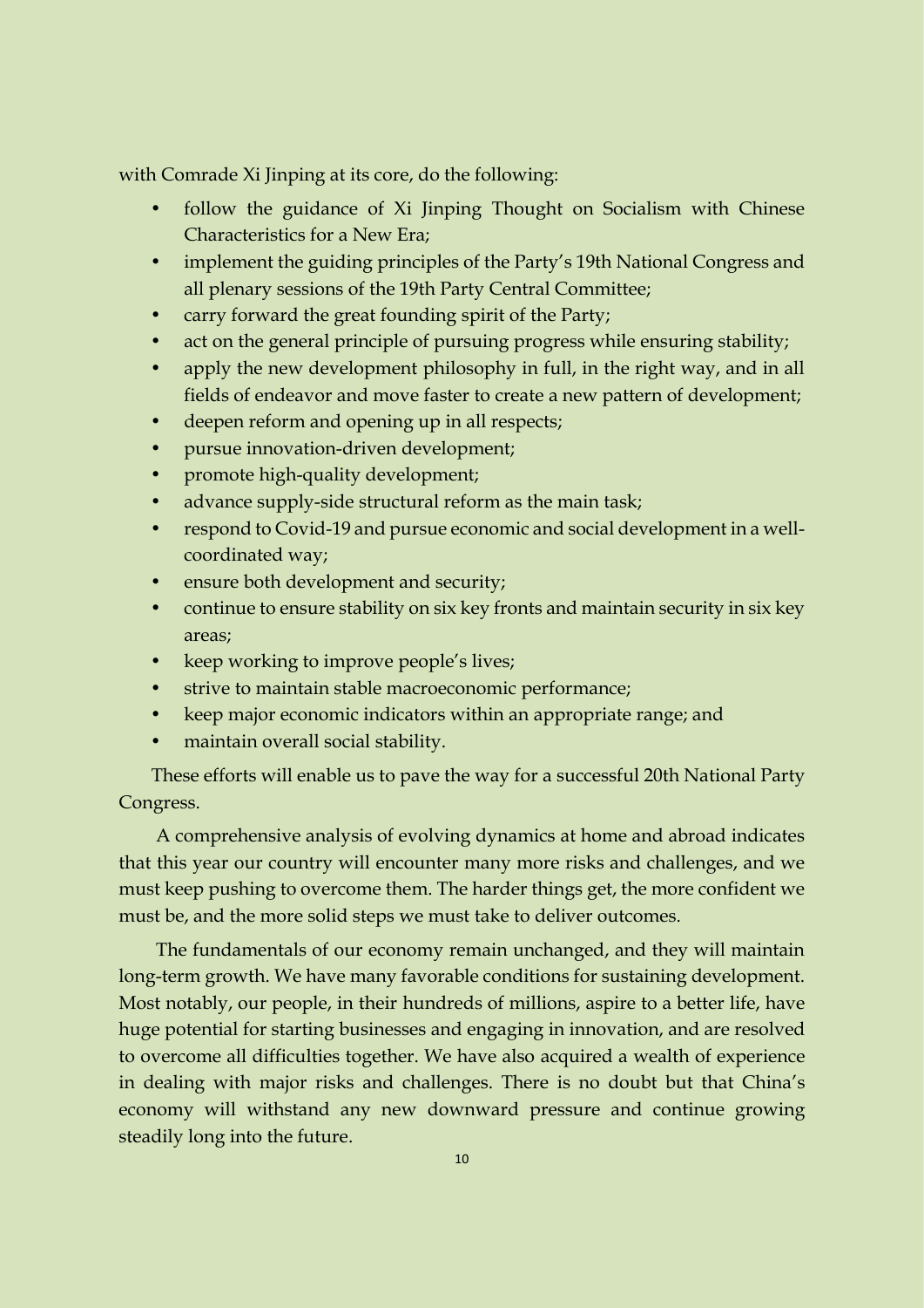with Comrade Xi Jinping at its core, do the following:

- follow the guidance of Xi Jinping Thought on Socialism with Chinese Characteristics for a New Era;
- implement the guiding principles of the Party's 19th National Congress and all plenary sessions of the 19th Party Central Committee;
- carry forward the great founding spirit of the Party;
- act on the general principle of pursuing progress while ensuring stability;
- apply the new development philosophy in full, in the right way, and in all fields of endeavor and move faster to create a new pattern of development;
- deepen reform and opening up in all respects;
- pursue innovation-driven development;
- promote high-quality development;
- advance supply-side structural reform as the main task;
- respond to Covid-19 and pursue economic and social development in a well-coordinated way;
- ensure both development and security;
- continue to ensure stability on six key fronts and maintain security in six key areas;
- keep working to improve people's lives;
- strive to maintain stable macroeconomic performance;
- keep major economic indicators within an appropriate range; and
- maintain overall social stability.

These efforts will enable us to pave the way for a successful 20th National Party Congress.

A comprehensive analysis of evolving dynamics at home and abroad indicates that this year our country will encounter many more risks and challenges, and we must keep pushing to overcome them. The harder things get, the more confident we must be, and the more solid steps we must take to deliver outcomes.

The fundamentals of our economy remain unchanged, and they will maintain long-term growth. We have many favorable conditions for sustaining development. Most notably, our people, in their hundreds of millions, aspire to a better life, have huge potential for starting businesses and engaging in innovation, and are resolved to overcome all difficulties together. We have also acquired a wealth of experience in dealing with major risks and challenges. There is no doubt but that China's economy will withstand any new downward pressure and continue growing steadily long into the future.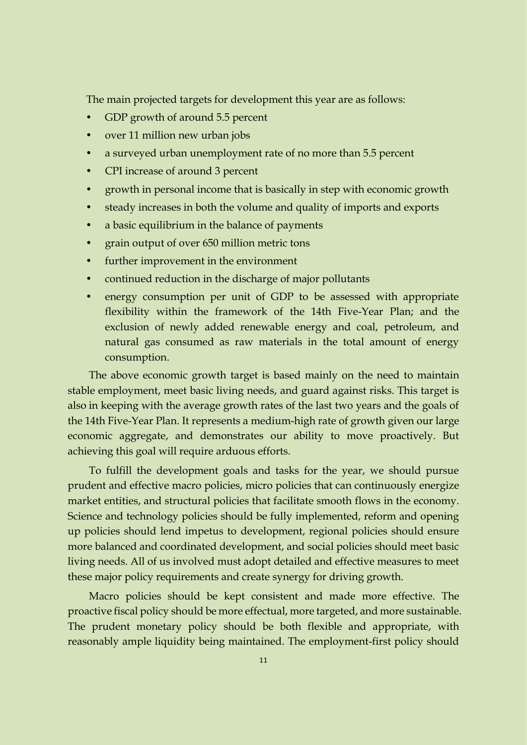The main projected targets for development this year are as follows:

- GDP growth of around 5.5 percent
- over 11 million new urban jobs
- a surveyed urban unemployment rate of no more than 5.5 percent
- CPI increase of around 3 percent
- growth in personal income that is basically in step with economic growth
- steady increases in both the volume and quality of imports and exports
- a basic equilibrium in the balance of payments
- grain output of over 650 million metric tons
- further improvement in the environment
- continued reduction in the discharge of major pollutants
- energy consumption per unit of GDP to be assessed with appropriate flexibility within the framework of the 14th Five-Year Plan; and the exclusion of newly added renewable energy and coal, petroleum, and natural gas consumed as raw materials in the total amount of energy consumption.

The above economic growth target is based mainly on the need to maintain stable employment, meet basic living needs, and guard against risks. This target is also in keeping with the average growth rates of the last two years and the goals of the 14th Five-Year Plan. It represents a medium-high rate of growth given our large economic aggregate, and demonstrates our ability to move proactively. But achieving this goal will require arduous efforts.

To fulfill the development goals and tasks for the year, we should pursue prudent and effective macro policies, micro policies that can continuously energize market entities, and structural policies that facilitate smooth flows in the economy. Science and technology policies should be fully implemented, reform and opening up policies should lend impetus to development, regional policies should ensure more balanced and coordinated development, and social policies should meet basic living needs. All of us involved must adopt detailed and effective measures to meet these major policy requirements and create synergy for driving growth.

Macro policies should be kept consistent and made more effective. The proactive fiscal policy should be more effectual, more targeted, and more sustainable. The prudent monetary policy should be both flexible and appropriate, with reasonably ample liquidity being maintained. The employment-first policy should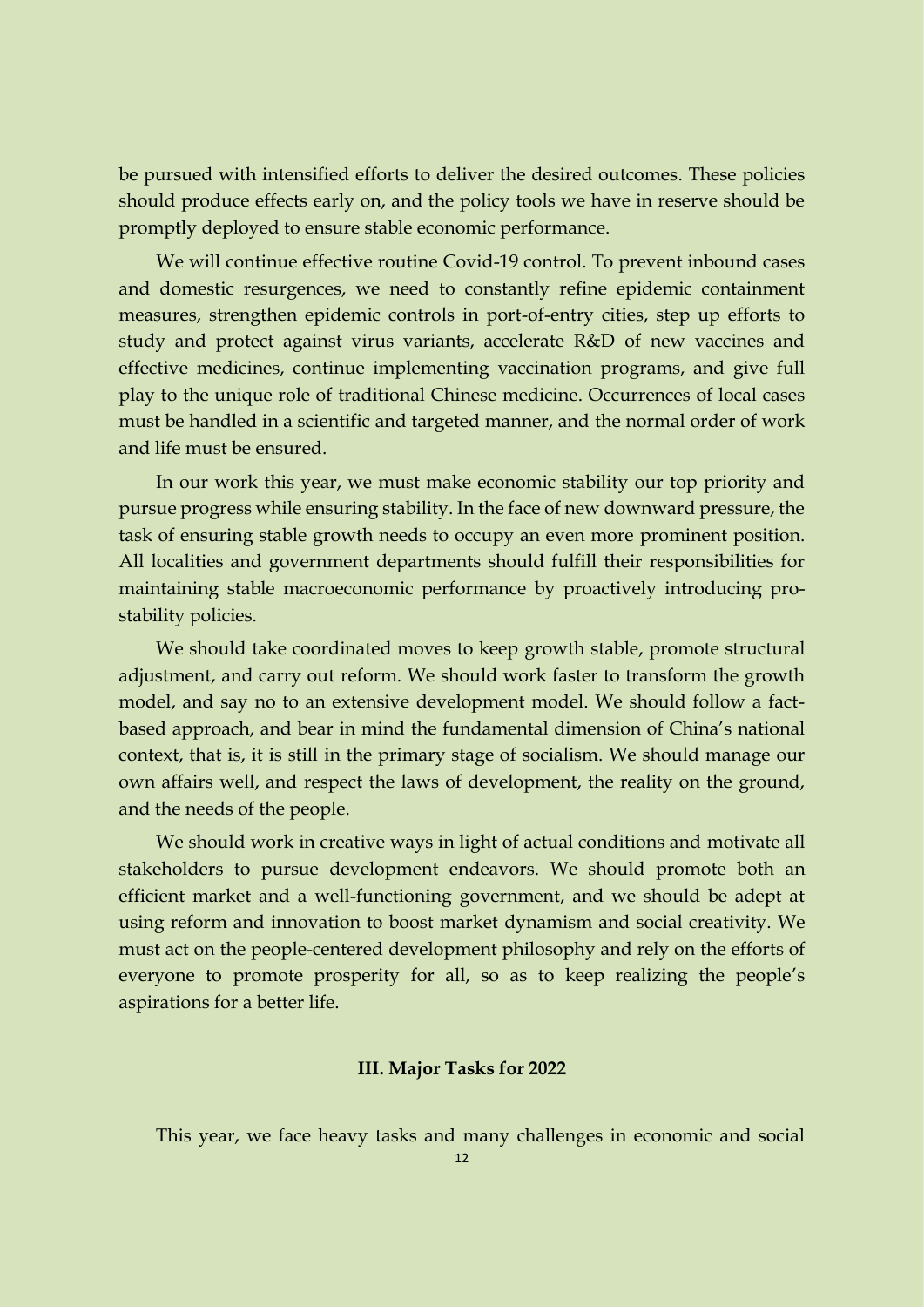be pursued with intensified efforts to deliver the desired outcomes. These policies should produce effects early on, and the policy tools we have in reserve should be promptly deployed to ensure stable economic performance.

We will continue effective routine Covid-19 control. To prevent inbound cases and domestic resurgences, we need to constantly refine epidemic containment measures, strengthen epidemic controls in port-of-entry cities, step up efforts to study and protect against virus variants, accelerate R&D of new vaccines and effective medicines, continue implementing vaccination programs, and give full play to the unique role of traditional Chinese medicine. Occurrences of local cases must be handled in a scientific and targeted manner, and the normal order of work and life must be ensured.

In our work this year, we must make economic stability our top priority and pursue progress while ensuring stability. In the face of new downward pressure, the task of ensuring stable growth needs to occupy an even more prominent position. All localities and government departments should fulfill their responsibilities for maintaining stable macroeconomic performance by proactively introducing pro-stability policies.

We should take coordinated moves to keep growth stable, promote structural adjustment, and carry out reform. We should work faster to transform the growth model, and say no to an extensive development model. We should follow a fact-based approach, and bear in mind the fundamental dimension of China's national context, that is, it is still in the primary stage of socialism. We should manage our own affairs well, and respect the laws of development, the reality on the ground, and the needs of the people.

We should work in creative ways in light of actual conditions and motivate all stakeholders to pursue development endeavors. We should promote both an efficient market and a well-functioning government, and we should be adept at using reform and innovation to boost market dynamism and social creativity. We must act on the people-centered development philosophy and rely on the efforts of everyone to promote prosperity for all, so as to keep realizing the people's aspirations for a better life.

## III. Major Tasks for 2022

This year, we face heavy tasks and many challenges in economic and social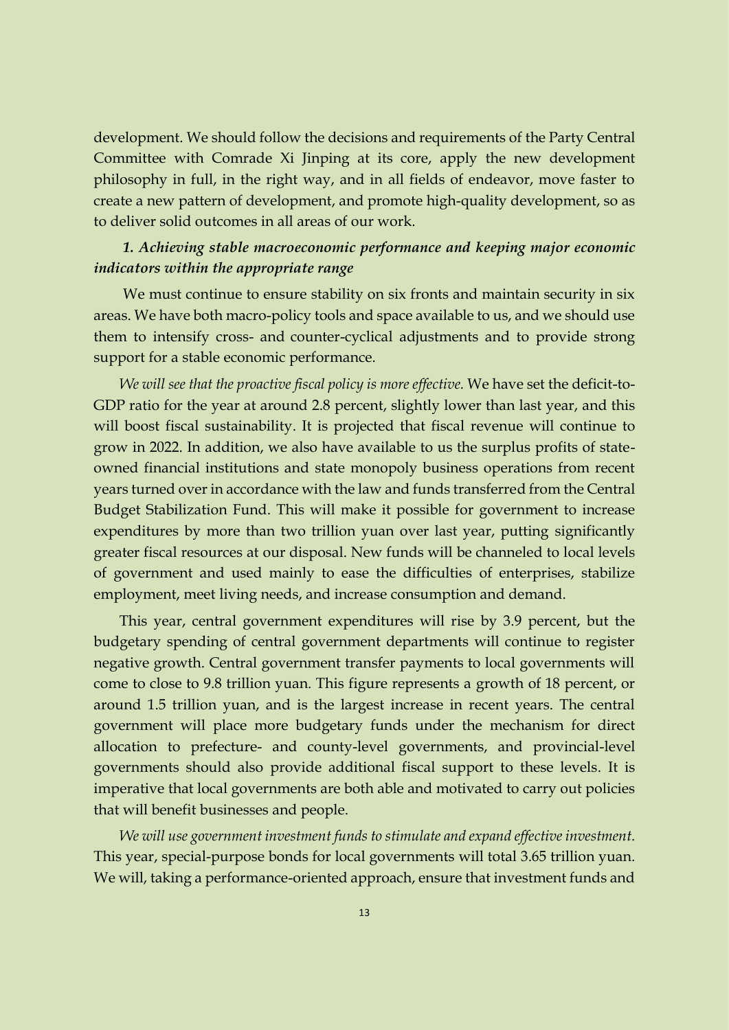development. We should follow the decisions and requirements of the Party Central Committee with Comrade Xi Jinping at its core, apply the new development philosophy in full, in the right way, and in all fields of endeavor, move faster to create a new pattern of development, and promote high-quality development, so as to deliver solid outcomes in all areas of our work.

### *1. Achieving stable macroeconomic performance and keeping major economic indicators within the appropriate range*

We must continue to ensure stability on six fronts and maintain security in six areas. We have both macro-policy tools and space available to us, and we should use them to intensify cross- and counter-cyclical adjustments and to provide strong support for a stable economic performance.

*We will see that the proactive fiscal policy is more effective.* We have set the deficit-to-GDP ratio for the year at around 2.8 percent, slightly lower than last year, and this will boost fiscal sustainability. It is projected that fiscal revenue will continue to grow in 2022. In addition, we also have available to us the surplus profits of state-owned financial institutions and state monopoly business operations from recent years turned over in accordance with the law and funds transferred from the Central Budget Stabilization Fund. This will make it possible for government to increase expenditures by more than two trillion yuan over last year, putting significantly greater fiscal resources at our disposal. New funds will be channeled to local levels of government and used mainly to ease the difficulties of enterprises, stabilize employment, meet living needs, and increase consumption and demand.

This year, central government expenditures will rise by 3.9 percent, but the budgetary spending of central government departments will continue to register negative growth. Central government transfer payments to local governments will come to close to 9.8 trillion yuan. This figure represents a growth of 18 percent, or around 1.5 trillion yuan, and is the largest increase in recent years. The central government will place more budgetary funds under the mechanism for direct allocation to prefecture- and county-level governments, and provincial-level governments should also provide additional fiscal support to these levels. It is imperative that local governments are both able and motivated to carry out policies that will benefit businesses and people.

*We will use government investment funds to stimulate and expand effective investment.* This year, special-purpose bonds for local governments will total 3.65 trillion yuan. We will, taking a performance-oriented approach, ensure that investment funds and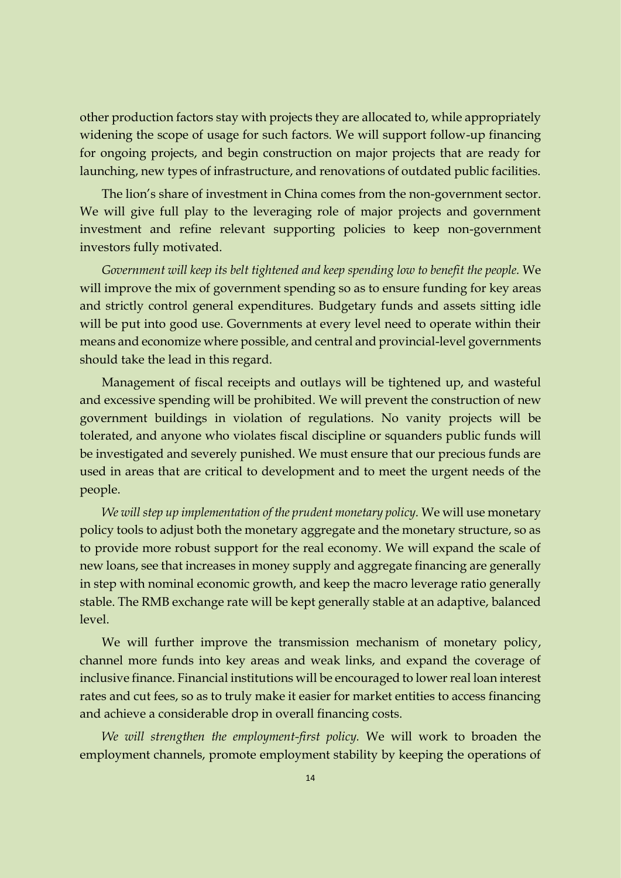other production factors stay with projects they are allocated to, while appropriately widening the scope of usage for such factors. We will support follow-up financing for ongoing projects, and begin construction on major projects that are ready for launching, new types of infrastructure, and renovations of outdated public facilities.

The lion's share of investment in China comes from the non-government sector. We will give full play to the leveraging role of major projects and government investment and refine relevant supporting policies to keep non-government investors fully motivated.

*Government will keep its belt tightened and keep spending low to benefit the people.* We will improve the mix of government spending so as to ensure funding for key areas and strictly control general expenditures. Budgetary funds and assets sitting idle will be put into good use. Governments at every level need to operate within their means and economize where possible, and central and provincial-level governments should take the lead in this regard.

Management of fiscal receipts and outlays will be tightened up, and wasteful and excessive spending will be prohibited. We will prevent the construction of new government buildings in violation of regulations. No vanity projects will be tolerated, and anyone who violates fiscal discipline or squanders public funds will be investigated and severely punished. We must ensure that our precious funds are used in areas that are critical to development and to meet the urgent needs of the people.

*We will step up implementation of the prudent monetary policy.* We will use monetary policy tools to adjust both the monetary aggregate and the monetary structure, so as to provide more robust support for the real economy. We will expand the scale of new loans, see that increases in money supply and aggregate financing are generally in step with nominal economic growth, and keep the macro leverage ratio generally stable. The RMB exchange rate will be kept generally stable at an adaptive, balanced level.

We will further improve the transmission mechanism of monetary policy, channel more funds into key areas and weak links, and expand the coverage of inclusive finance. Financial institutions will be encouraged to lower real loan interest rates and cut fees, so as to truly make it easier for market entities to access financing and achieve a considerable drop in overall financing costs.

*We will strengthen the employment-first policy.* We will work to broaden the employment channels, promote employment stability by keeping the operations of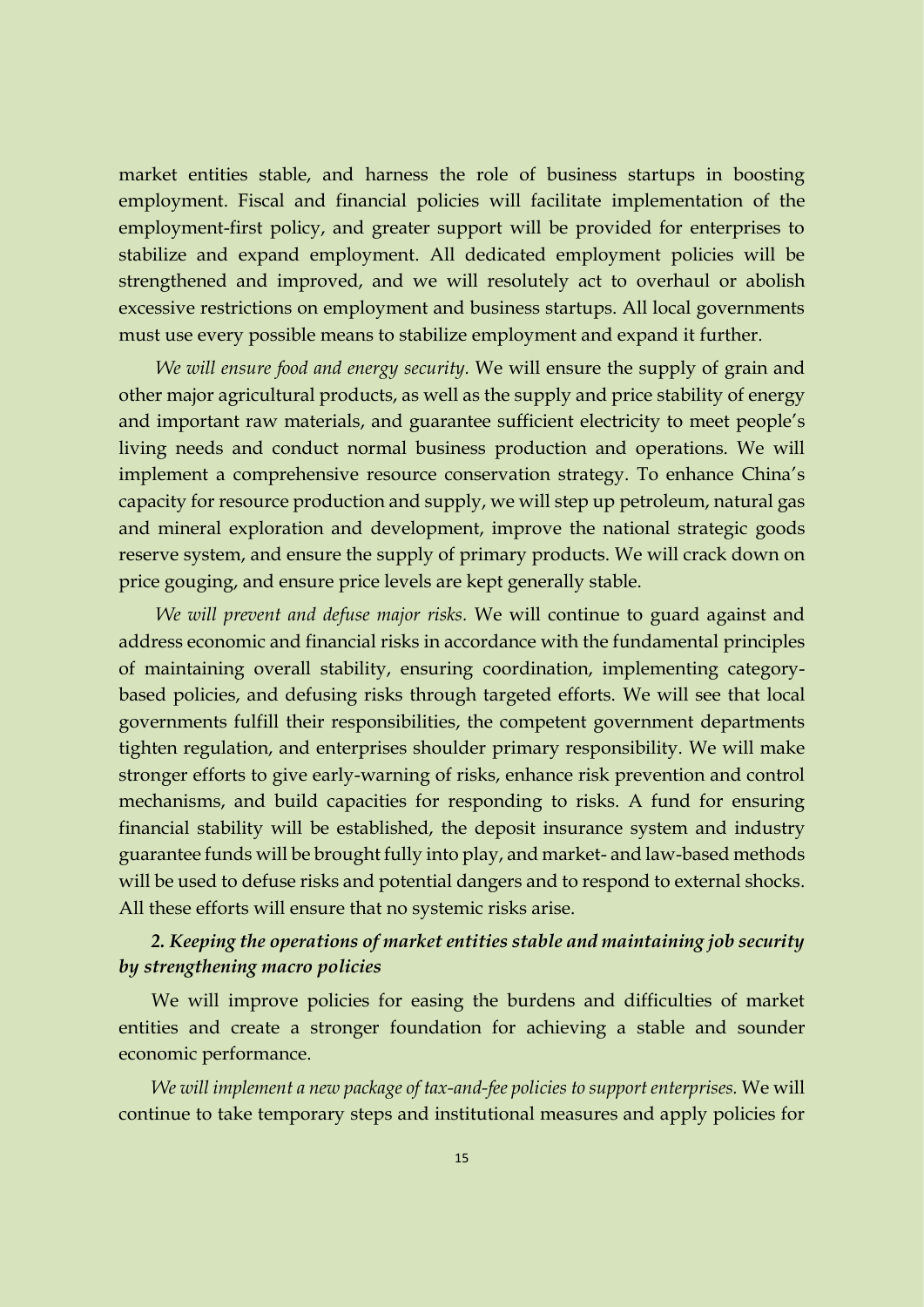market entities stable, and harness the role of business startups in boosting employment. Fiscal and financial policies will facilitate implementation of the employment-first policy, and greater support will be provided for enterprises to stabilize and expand employment. All dedicated employment policies will be strengthened and improved, and we will resolutely act to overhaul or abolish excessive restrictions on employment and business startups. All local governments must use every possible means to stabilize employment and expand it further.

*We will ensure food and energy security.* We will ensure the supply of grain and other major agricultural products, as well as the supply and price stability of energy and important raw materials, and guarantee sufficient electricity to meet people's living needs and conduct normal business production and operations. We will implement a comprehensive resource conservation strategy. To enhance China's capacity for resource production and supply, we will step up petroleum, natural gas and mineral exploration and development, improve the national strategic goods reserve system, and ensure the supply of primary products. We will crack down on price gouging, and ensure price levels are kept generally stable.

*We will prevent and defuse major risks.* We will continue to guard against and address economic and financial risks in accordance with the fundamental principles of maintaining overall stability, ensuring coordination, implementing category-based policies, and defusing risks through targeted efforts. We will see that local governments fulfill their responsibilities, the competent government departments tighten regulation, and enterprises shoulder primary responsibility. We will make stronger efforts to give early-warning of risks, enhance risk prevention and control mechanisms, and build capacities for responding to risks. A fund for ensuring financial stability will be established, the deposit insurance system and industry guarantee funds will be brought fully into play, and market- and law-based methods will be used to defuse risks and potential dangers and to respond to external shocks. All these efforts will ensure that no systemic risks arise.

### *2. Keeping the operations of market entities stable and maintaining job security by strengthening macro policies*

We will improve policies for easing the burdens and difficulties of market entities and create a stronger foundation for achieving a stable and sounder economic performance.

*We will implement a new package of tax-and-fee policies to support enterprises.* We will continue to take temporary steps and institutional measures and apply policies for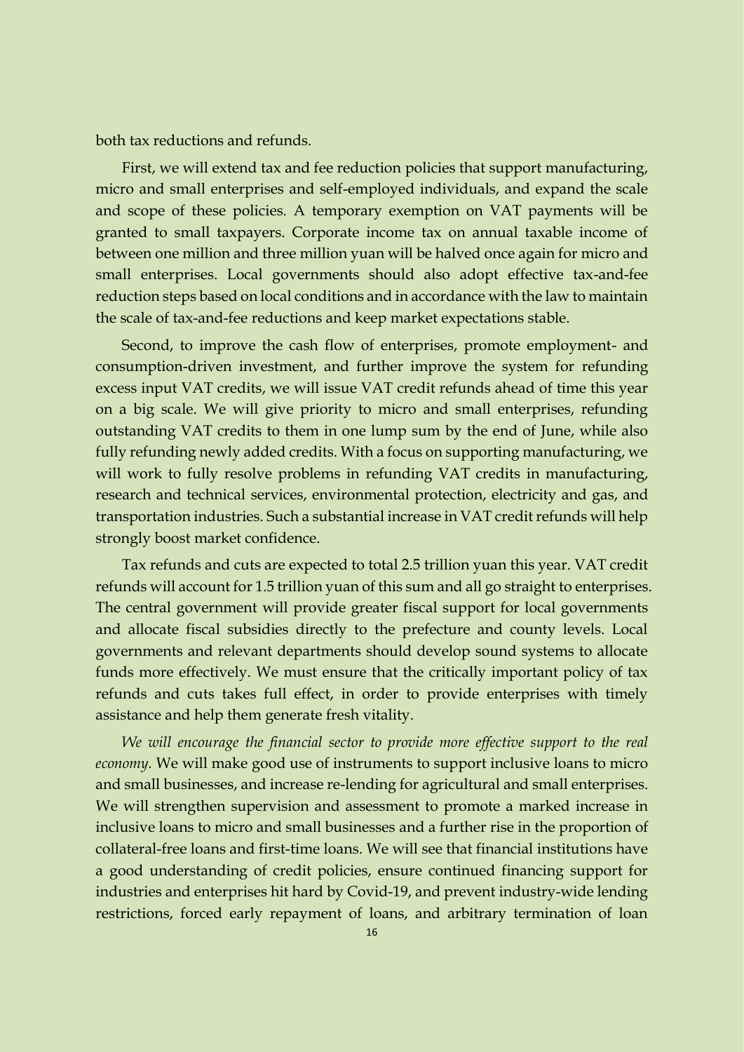both tax reductions and refunds.

First, we will extend tax and fee reduction policies that support manufacturing, micro and small enterprises and self-employed individuals, and expand the scale and scope of these policies. A temporary exemption on VAT payments will be granted to small taxpayers. Corporate income tax on annual taxable income of between one million and three million yuan will be halved once again for micro and small enterprises. Local governments should also adopt effective tax-and-fee reduction steps based on local conditions and in accordance with the law to maintain the scale of tax-and-fee reductions and keep market expectations stable.

Second, to improve the cash flow of enterprises, promote employment- and consumption-driven investment, and further improve the system for refunding excess input VAT credits, we will issue VAT credit refunds ahead of time this year on a big scale. We will give priority to micro and small enterprises, refunding outstanding VAT credits to them in one lump sum by the end of June, while also fully refunding newly added credits. With a focus on supporting manufacturing, we will work to fully resolve problems in refunding VAT credits in manufacturing, research and technical services, environmental protection, electricity and gas, and transportation industries. Such a substantial increase in VAT credit refunds will help strongly boost market confidence.

Tax refunds and cuts are expected to total 2.5 trillion yuan this year. VAT credit refunds will account for 1.5 trillion yuan of this sum and all go straight to enterprises. The central government will provide greater fiscal support for local governments and allocate fiscal subsidies directly to the prefecture and county levels. Local governments and relevant departments should develop sound systems to allocate funds more effectively. We must ensure that the critically important policy of tax refunds and cuts takes full effect, in order to provide enterprises with timely assistance and help them generate fresh vitality.

*We will encourage the financial sector to provide more effective support to the real economy.* We will make good use of instruments to support inclusive loans to micro and small businesses, and increase re-lending for agricultural and small enterprises. We will strengthen supervision and assessment to promote a marked increase in inclusive loans to micro and small businesses and a further rise in the proportion of collateral-free loans and first-time loans. We will see that financial institutions have a good understanding of credit policies, ensure continued financing support for industries and enterprises hit hard by Covid-19, and prevent industry-wide lending restrictions, forced early repayment of loans, and arbitrary termination of loan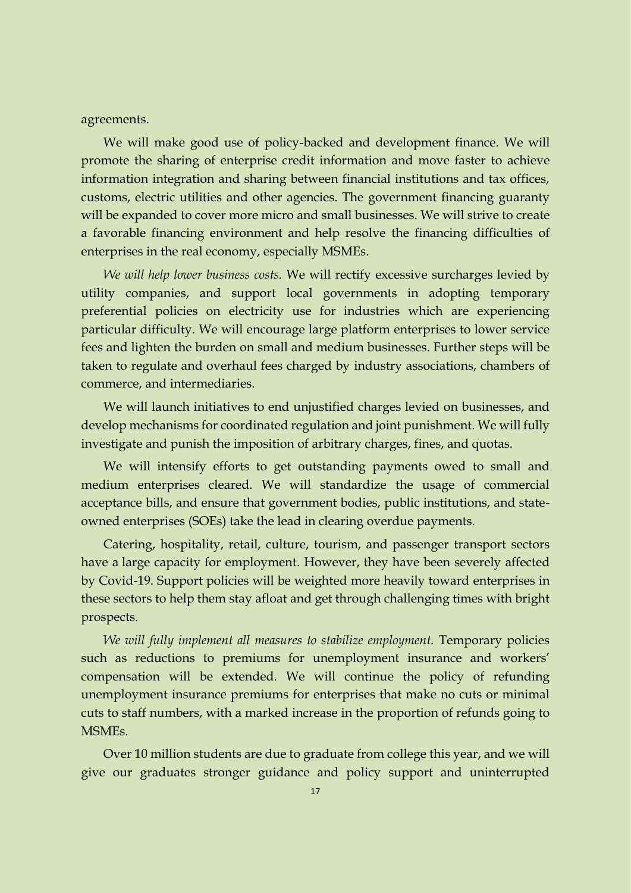agreements.

We will make good use of policy-backed and development finance. We will promote the sharing of enterprise credit information and move faster to achieve information integration and sharing between financial institutions and tax offices, customs, electric utilities and other agencies. The government financing guaranty will be expanded to cover more micro and small businesses. We will strive to create a favorable financing environment and help resolve the financing difficulties of enterprises in the real economy, especially MSMEs.

*We will help lower business costs.* We will rectify excessive surcharges levied by utility companies, and support local governments in adopting temporary preferential policies on electricity use for industries which are experiencing particular difficulty. We will encourage large platform enterprises to lower service fees and lighten the burden on small and medium businesses. Further steps will be taken to regulate and overhaul fees charged by industry associations, chambers of commerce, and intermediaries.

We will launch initiatives to end unjustified charges levied on businesses, and develop mechanisms for coordinated regulation and joint punishment. We will fully investigate and punish the imposition of arbitrary charges, fines, and quotas.

We will intensify efforts to get outstanding payments owed to small and medium enterprises cleared. We will standardize the usage of commercial acceptance bills, and ensure that government bodies, public institutions, and state-owned enterprises (SOEs) take the lead in clearing overdue payments.

Catering, hospitality, retail, culture, tourism, and passenger transport sectors have a large capacity for employment. However, they have been severely affected by Covid-19. Support policies will be weighted more heavily toward enterprises in these sectors to help them stay afloat and get through challenging times with bright prospects.

*We will fully implement all measures to stabilize employment.* Temporary policies such as reductions to premiums for unemployment insurance and workers' compensation will be extended. We will continue the policy of refunding unemployment insurance premiums for enterprises that make no cuts or minimal cuts to staff numbers, with a marked increase in the proportion of refunds going to MSMEs.

Over 10 million students are due to graduate from college this year, and we will give our graduates stronger guidance and policy support and uninterrupted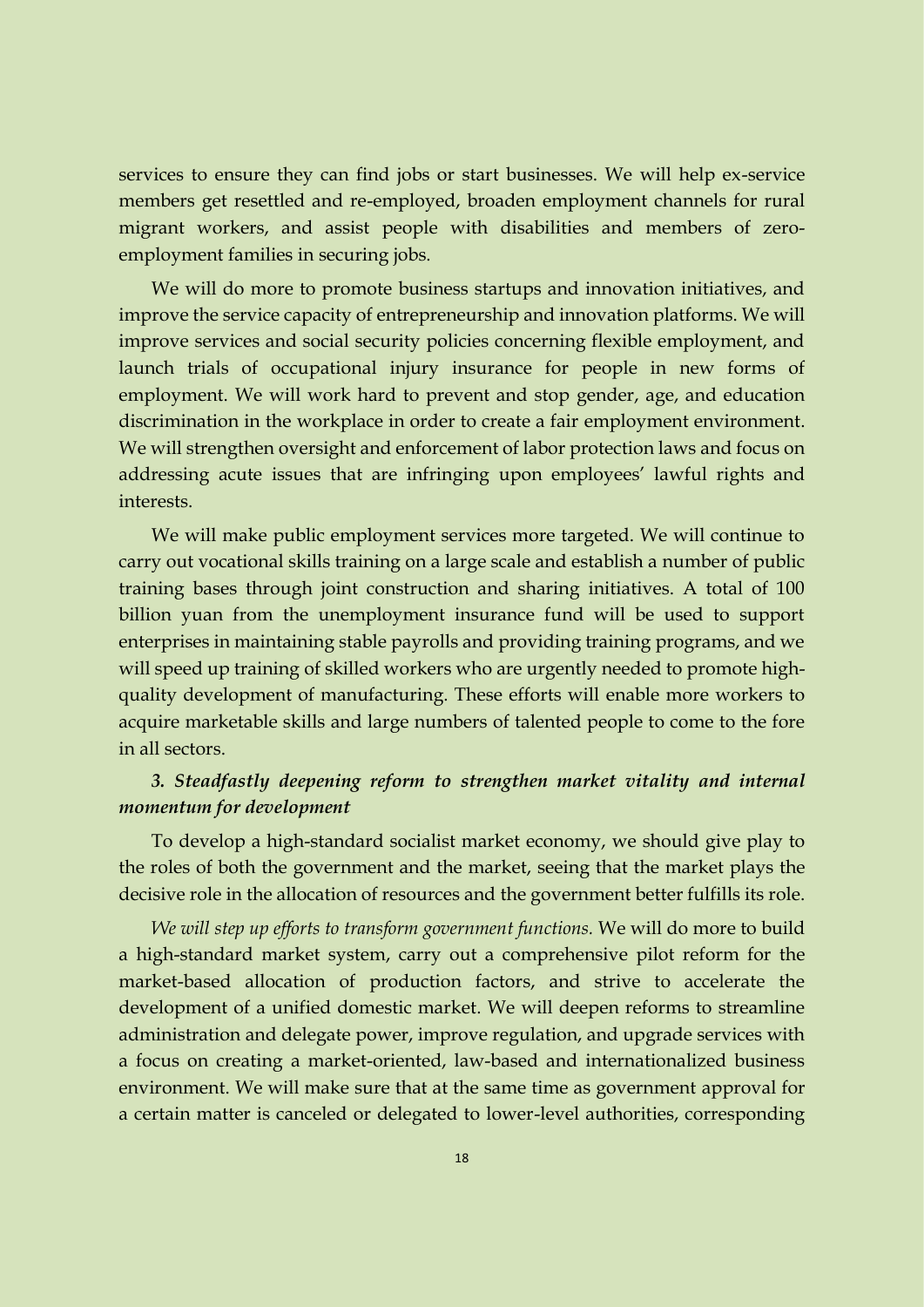services to ensure they can find jobs or start businesses. We will help ex-service members get resettled and re-employed, broaden employment channels for rural migrant workers, and assist people with disabilities and members of zero-employment families in securing jobs.

We will do more to promote business startups and innovation initiatives, and improve the service capacity of entrepreneurship and innovation platforms. We will improve services and social security policies concerning flexible employment, and launch trials of occupational injury insurance for people in new forms of employment. We will work hard to prevent and stop gender, age, and education discrimination in the workplace in order to create a fair employment environment. We will strengthen oversight and enforcement of labor protection laws and focus on addressing acute issues that are infringing upon employees' lawful rights and interests.

We will make public employment services more targeted. We will continue to carry out vocational skills training on a large scale and establish a number of public training bases through joint construction and sharing initiatives. A total of 100 billion yuan from the unemployment insurance fund will be used to support enterprises in maintaining stable payrolls and providing training programs, and we will speed up training of skilled workers who are urgently needed to promote high-quality development of manufacturing. These efforts will enable more workers to acquire marketable skills and large numbers of talented people to come to the fore in all sectors.

### *3. Steadfastly deepening reform to strengthen market vitality and internal momentum for development*

To develop a high-standard socialist market economy, we should give play to the roles of both the government and the market, seeing that the market plays the decisive role in the allocation of resources and the government better fulfills its role.

*We will step up efforts to transform government functions.* We will do more to build a high-standard market system, carry out a comprehensive pilot reform for the market-based allocation of production factors, and strive to accelerate the development of a unified domestic market. We will deepen reforms to streamline administration and delegate power, improve regulation, and upgrade services with a focus on creating a market-oriented, law-based and internationalized business environment. We will make sure that at the same time as government approval for a certain matter is canceled or delegated to lower-level authorities, corresponding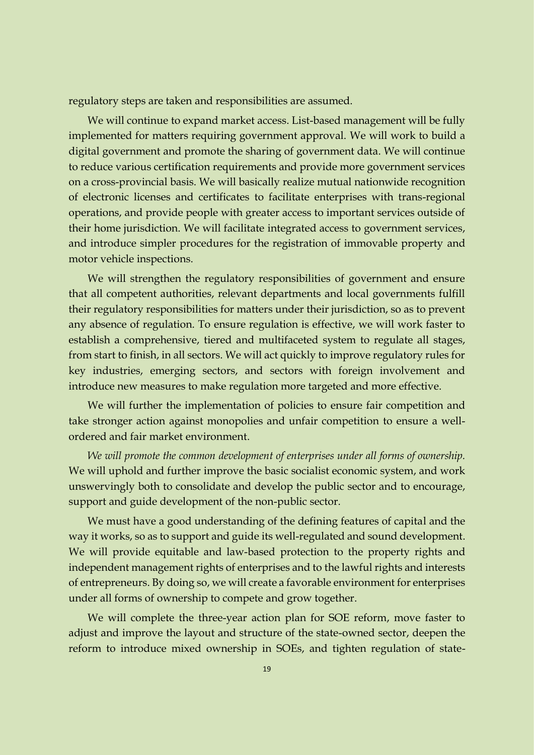regulatory steps are taken and responsibilities are assumed.

We will continue to expand market access. List-based management will be fully implemented for matters requiring government approval. We will work to build a digital government and promote the sharing of government data. We will continue to reduce various certification requirements and provide more government services on a cross-provincial basis. We will basically realize mutual nationwide recognition of electronic licenses and certificates to facilitate enterprises with trans-regional operations, and provide people with greater access to important services outside of their home jurisdiction. We will facilitate integrated access to government services, and introduce simpler procedures for the registration of immovable property and motor vehicle inspections.

We will strengthen the regulatory responsibilities of government and ensure that all competent authorities, relevant departments and local governments fulfill their regulatory responsibilities for matters under their jurisdiction, so as to prevent any absence of regulation. To ensure regulation is effective, we will work faster to establish a comprehensive, tiered and multifaceted system to regulate all stages, from start to finish, in all sectors. We will act quickly to improve regulatory rules for key industries, emerging sectors, and sectors with foreign involvement and introduce new measures to make regulation more targeted and more effective.

We will further the implementation of policies to ensure fair competition and take stronger action against monopolies and unfair competition to ensure a well-ordered and fair market environment.

*We will promote the common development of enterprises under all forms of ownership.* We will uphold and further improve the basic socialist economic system, and work unswervingly both to consolidate and develop the public sector and to encourage, support and guide development of the non-public sector.

We must have a good understanding of the defining features of capital and the way it works, so as to support and guide its well-regulated and sound development. We will provide equitable and law-based protection to the property rights and independent management rights of enterprises and to the lawful rights and interests of entrepreneurs. By doing so, we will create a favorable environment for enterprises under all forms of ownership to compete and grow together.

We will complete the three-year action plan for SOE reform, move faster to adjust and improve the layout and structure of the state-owned sector, deepen the reform to introduce mixed ownership in SOEs, and tighten regulation of state-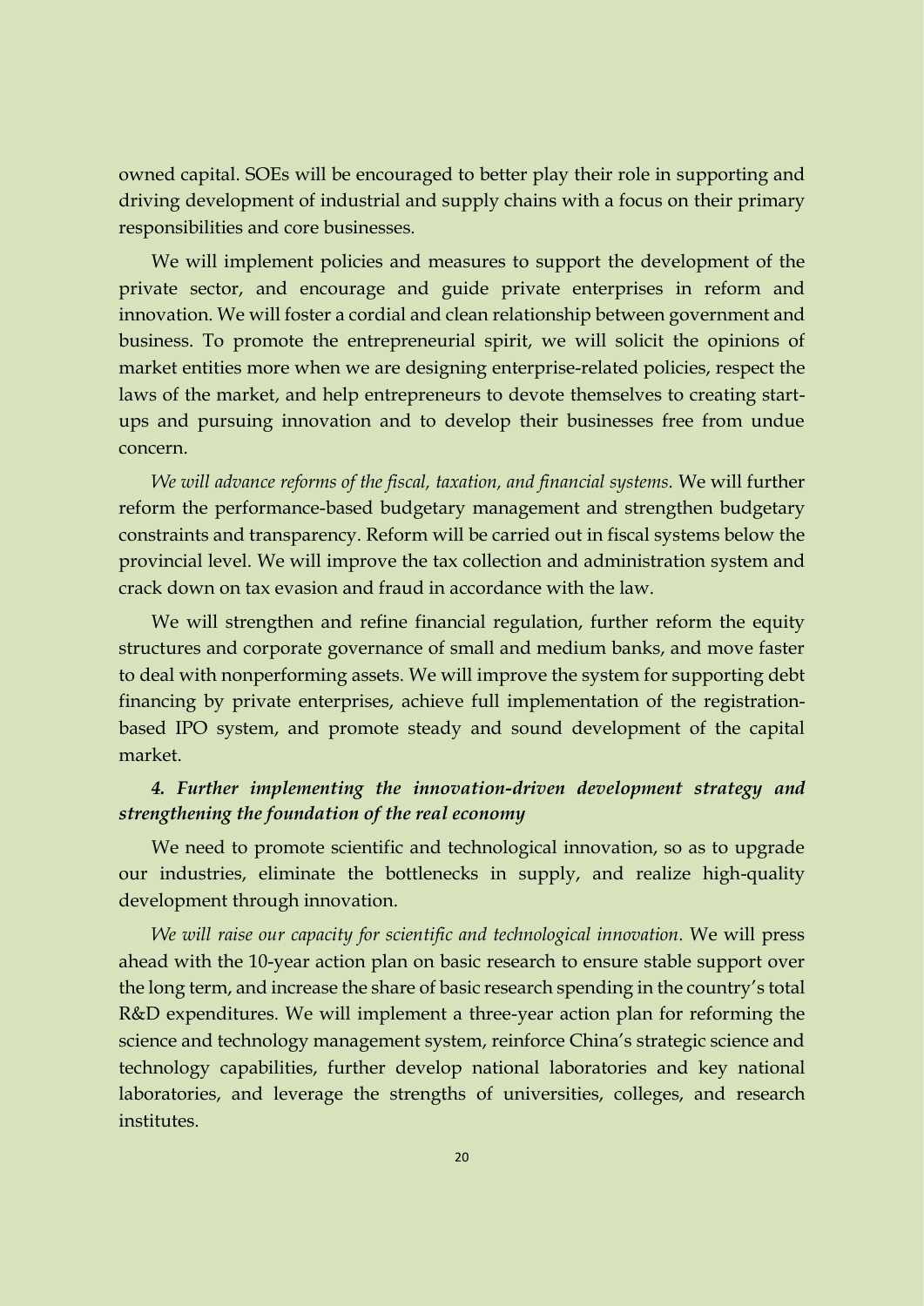owned capital. SOEs will be encouraged to better play their role in supporting and driving development of industrial and supply chains with a focus on their primary responsibilities and core businesses.

We will implement policies and measures to support the development of the private sector, and encourage and guide private enterprises in reform and innovation. We will foster a cordial and clean relationship between government and business. To promote the entrepreneurial spirit, we will solicit the opinions of market entities more when we are designing enterprise-related policies, respect the laws of the market, and help entrepreneurs to devote themselves to creating start-ups and pursuing innovation and to develop their businesses free from undue concern.

*We will advance reforms of the fiscal, taxation, and financial systems.* We will further reform the performance-based budgetary management and strengthen budgetary constraints and transparency. Reform will be carried out in fiscal systems below the provincial level. We will improve the tax collection and administration system and crack down on tax evasion and fraud in accordance with the law.

We will strengthen and refine financial regulation, further reform the equity structures and corporate governance of small and medium banks, and move faster to deal with nonperforming assets. We will improve the system for supporting debt financing by private enterprises, achieve full implementation of the registration-based IPO system, and promote steady and sound development of the capital market.

***4. Further implementing the innovation-driven development strategy and strengthening the foundation of the real economy***

We need to promote scientific and technological innovation, so as to upgrade our industries, eliminate the bottlenecks in supply, and realize high-quality development through innovation.

*We will raise our capacity for scientific and technological innovation.* We will press ahead with the 10-year action plan on basic research to ensure stable support over the long term, and increase the share of basic research spending in the country's total R&D expenditures. We will implement a three-year action plan for reforming the science and technology management system, reinforce China's strategic science and technology capabilities, further develop national laboratories and key national laboratories, and leverage the strengths of universities, colleges, and research institutes.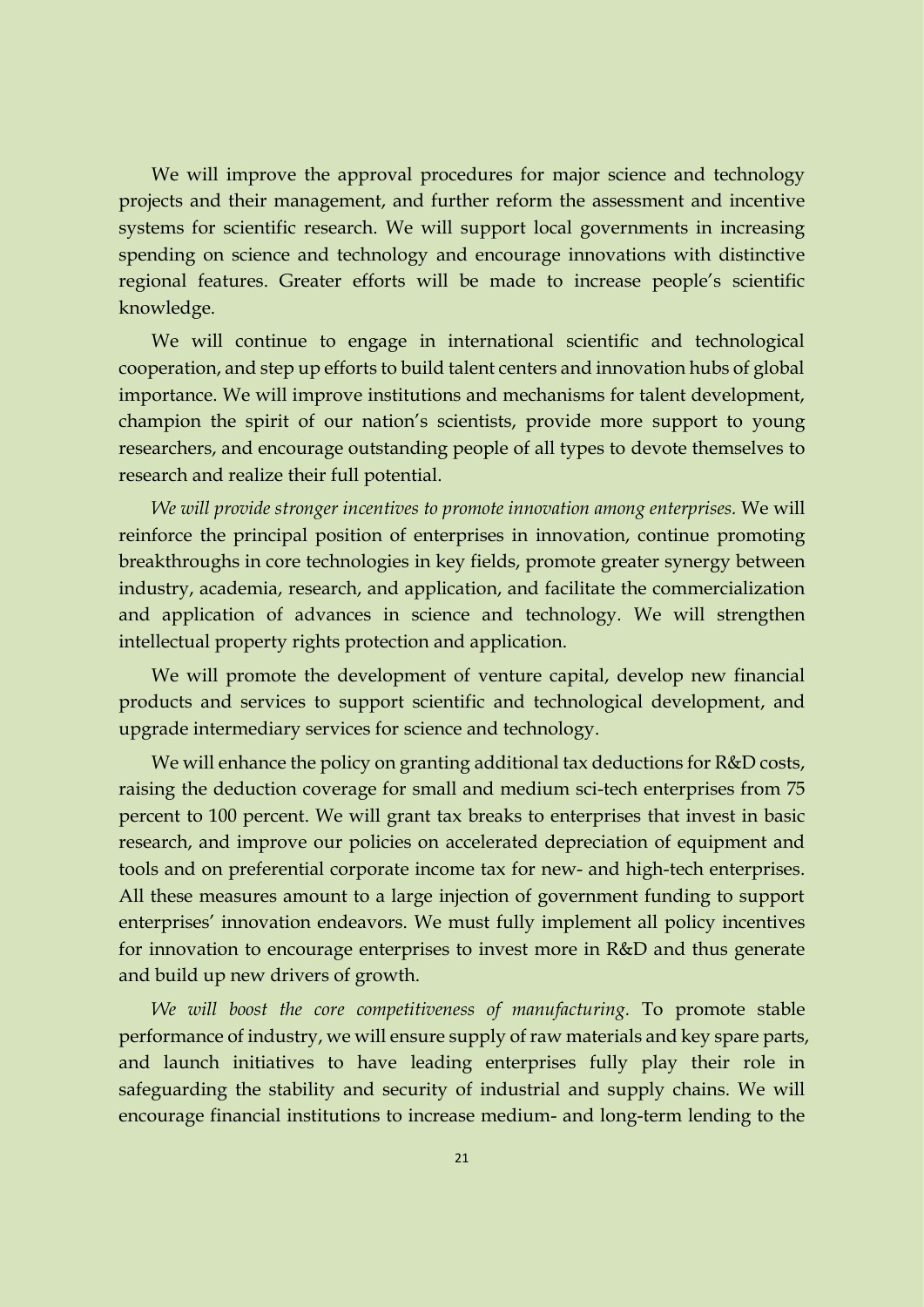We will improve the approval procedures for major science and technology projects and their management, and further reform the assessment and incentive systems for scientific research. We will support local governments in increasing spending on science and technology and encourage innovations with distinctive regional features. Greater efforts will be made to increase people's scientific knowledge.

We will continue to engage in international scientific and technological cooperation, and step up efforts to build talent centers and innovation hubs of global importance. We will improve institutions and mechanisms for talent development, champion the spirit of our nation's scientists, provide more support to young researchers, and encourage outstanding people of all types to devote themselves to research and realize their full potential.

*We will provide stronger incentives to promote innovation among enterprises.* We will reinforce the principal position of enterprises in innovation, continue promoting breakthroughs in core technologies in key fields, promote greater synergy between industry, academia, research, and application, and facilitate the commercialization and application of advances in science and technology. We will strengthen intellectual property rights protection and application.

We will promote the development of venture capital, develop new financial products and services to support scientific and technological development, and upgrade intermediary services for science and technology.

We will enhance the policy on granting additional tax deductions for R&D costs, raising the deduction coverage for small and medium sci-tech enterprises from 75 percent to 100 percent. We will grant tax breaks to enterprises that invest in basic research, and improve our policies on accelerated depreciation of equipment and tools and on preferential corporate income tax for new- and high-tech enterprises. All these measures amount to a large injection of government funding to support enterprises' innovation endeavors. We must fully implement all policy incentives for innovation to encourage enterprises to invest more in R&D and thus generate and build up new drivers of growth.

*We will boost the core competitiveness of manufacturing.* To promote stable performance of industry, we will ensure supply of raw materials and key spare parts, and launch initiatives to have leading enterprises fully play their role in safeguarding the stability and security of industrial and supply chains. We will encourage financial institutions to increase medium- and long-term lending to the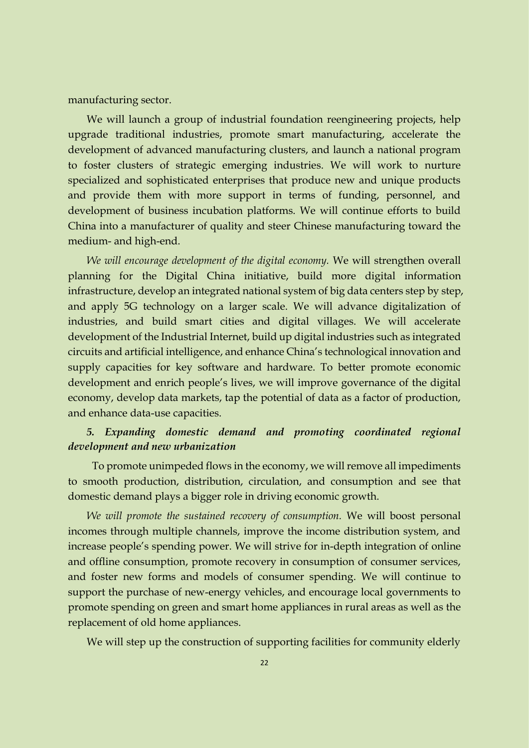manufacturing sector.

We will launch a group of industrial foundation reengineering projects, help upgrade traditional industries, promote smart manufacturing, accelerate the development of advanced manufacturing clusters, and launch a national program to foster clusters of strategic emerging industries. We will work to nurture specialized and sophisticated enterprises that produce new and unique products and provide them with more support in terms of funding, personnel, and development of business incubation platforms. We will continue efforts to build China into a manufacturer of quality and steer Chinese manufacturing toward the medium- and high-end.

*We will encourage development of the digital economy.* We will strengthen overall planning for the Digital China initiative, build more digital information infrastructure, develop an integrated national system of big data centers step by step, and apply 5G technology on a larger scale. We will advance digitalization of industries, and build smart cities and digital villages. We will accelerate development of the Industrial Internet, build up digital industries such as integrated circuits and artificial intelligence, and enhance China's technological innovation and supply capacities for key software and hardware. To better promote economic development and enrich people's lives, we will improve governance of the digital economy, develop data markets, tap the potential of data as a factor of production, and enhance data-use capacities.

### *5. Expanding domestic demand and promoting coordinated regional development and new urbanization*

To promote unimpeded flows in the economy, we will remove all impediments to smooth production, distribution, circulation, and consumption and see that domestic demand plays a bigger role in driving economic growth.

*We will promote the sustained recovery of consumption.* We will boost personal incomes through multiple channels, improve the income distribution system, and increase people's spending power. We will strive for in-depth integration of online and offline consumption, promote recovery in consumption of consumer services, and foster new forms and models of consumer spending. We will continue to support the purchase of new-energy vehicles, and encourage local governments to promote spending on green and smart home appliances in rural areas as well as the replacement of old home appliances.

We will step up the construction of supporting facilities for community elderly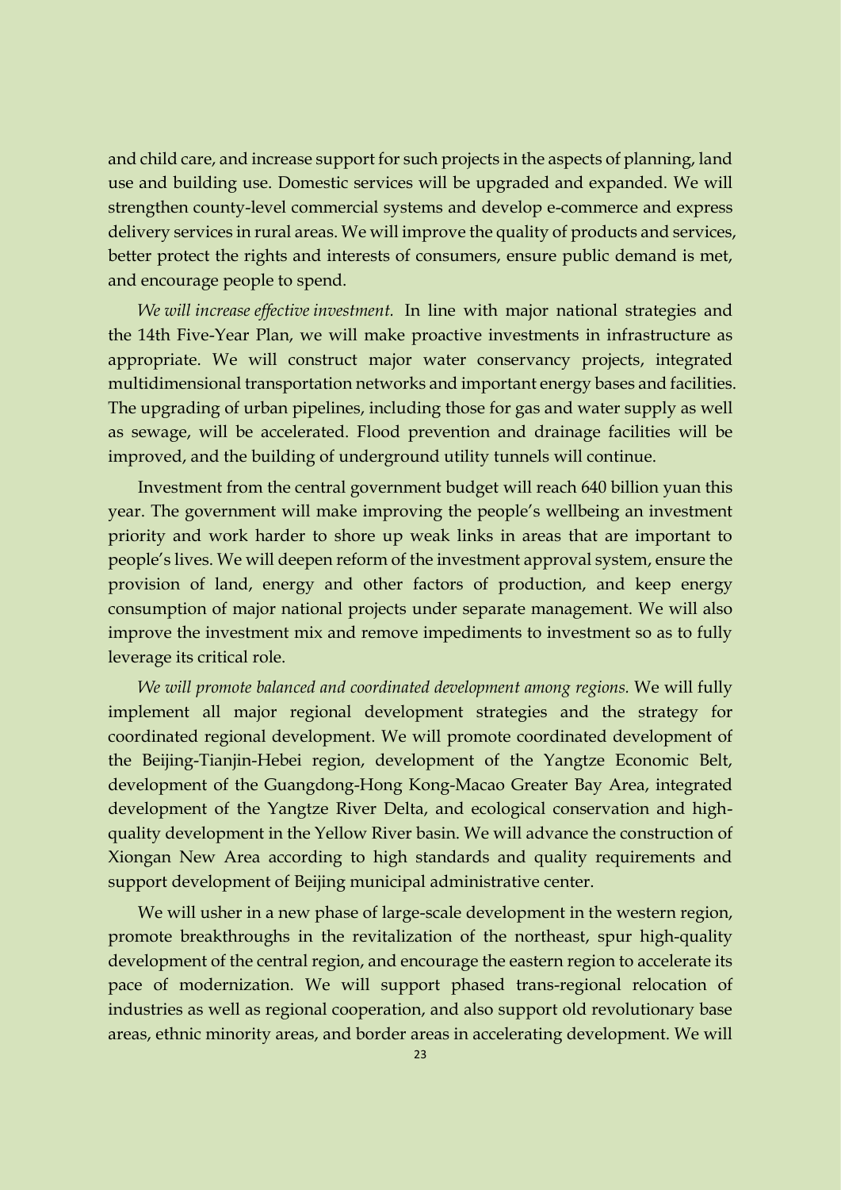and child care, and increase support for such projects in the aspects of planning, land use and building use. Domestic services will be upgraded and expanded. We will strengthen county-level commercial systems and develop e-commerce and express delivery services in rural areas. We will improve the quality of products and services, better protect the rights and interests of consumers, ensure public demand is met, and encourage people to spend.

*We will increase effective investment.* In line with major national strategies and the 14th Five-Year Plan, we will make proactive investments in infrastructure as appropriate. We will construct major water conservancy projects, integrated multidimensional transportation networks and important energy bases and facilities. The upgrading of urban pipelines, including those for gas and water supply as well as sewage, will be accelerated. Flood prevention and drainage facilities will be improved, and the building of underground utility tunnels will continue.

Investment from the central government budget will reach 640 billion yuan this year. The government will make improving the people's wellbeing an investment priority and work harder to shore up weak links in areas that are important to people's lives. We will deepen reform of the investment approval system, ensure the provision of land, energy and other factors of production, and keep energy consumption of major national projects under separate management. We will also improve the investment mix and remove impediments to investment so as to fully leverage its critical role.

*We will promote balanced and coordinated development among regions.* We will fully implement all major regional development strategies and the strategy for coordinated regional development. We will promote coordinated development of the Beijing-Tianjin-Hebei region, development of the Yangtze Economic Belt, development of the Guangdong-Hong Kong-Macao Greater Bay Area, integrated development of the Yangtze River Delta, and ecological conservation and high-quality development in the Yellow River basin. We will advance the construction of Xiongan New Area according to high standards and quality requirements and support development of Beijing municipal administrative center.

We will usher in a new phase of large-scale development in the western region, promote breakthroughs in the revitalization of the northeast, spur high-quality development of the central region, and encourage the eastern region to accelerate its pace of modernization. We will support phased trans-regional relocation of industries as well as regional cooperation, and also support old revolutionary base areas, ethnic minority areas, and border areas in accelerating development. We will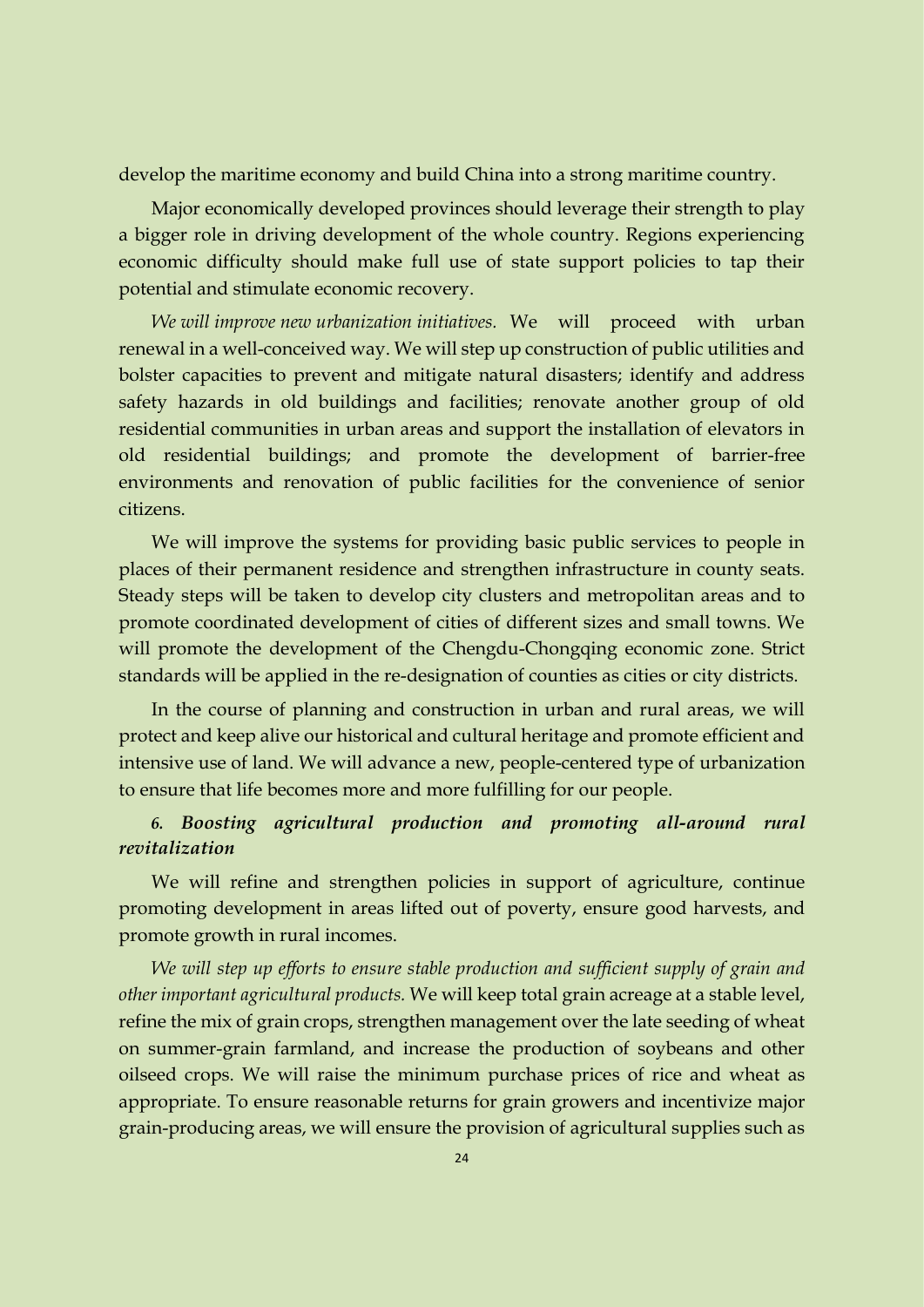develop the maritime economy and build China into a strong maritime country.

Major economically developed provinces should leverage their strength to play a bigger role in driving development of the whole country. Regions experiencing economic difficulty should make full use of state support policies to tap their potential and stimulate economic recovery.

*We will improve new urbanization initiatives.* We will proceed with urban renewal in a well-conceived way. We will step up construction of public utilities and bolster capacities to prevent and mitigate natural disasters; identify and address safety hazards in old buildings and facilities; renovate another group of old residential communities in urban areas and support the installation of elevators in old residential buildings; and promote the development of barrier-free environments and renovation of public facilities for the convenience of senior citizens.

We will improve the systems for providing basic public services to people in places of their permanent residence and strengthen infrastructure in county seats. Steady steps will be taken to develop city clusters and metropolitan areas and to promote coordinated development of cities of different sizes and small towns. We will promote the development of the Chengdu-Chongqing economic zone. Strict standards will be applied in the re-designation of counties as cities or city districts.

In the course of planning and construction in urban and rural areas, we will protect and keep alive our historical and cultural heritage and promote efficient and intensive use of land. We will advance a new, people-centered type of urbanization to ensure that life becomes more and more fulfilling for our people.

***6. Boosting agricultural production and promoting all-around rural revitalization***

We will refine and strengthen policies in support of agriculture, continue promoting development in areas lifted out of poverty, ensure good harvests, and promote growth in rural incomes.

*We will step up efforts to ensure stable production and sufficient supply of grain and other important agricultural products.* We will keep total grain acreage at a stable level, refine the mix of grain crops, strengthen management over the late seeding of wheat on summer-grain farmland, and increase the production of soybeans and other oilseed crops. We will raise the minimum purchase prices of rice and wheat as appropriate. To ensure reasonable returns for grain growers and incentivize major grain-producing areas, we will ensure the provision of agricultural supplies such as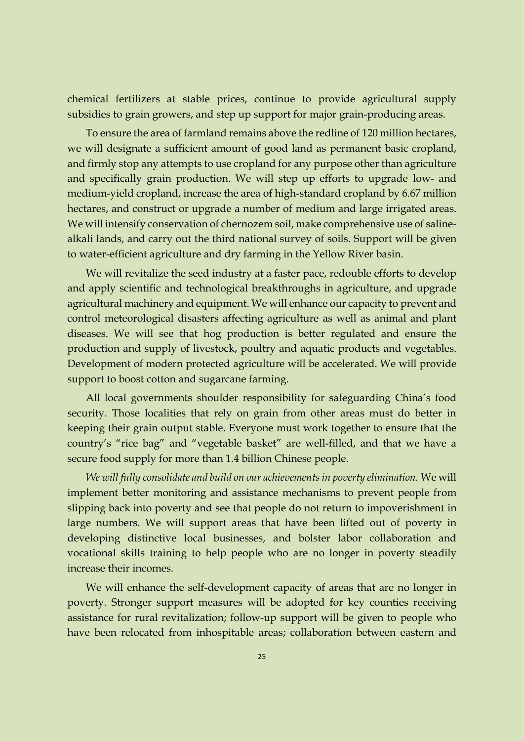chemical fertilizers at stable prices, continue to provide agricultural supply subsidies to grain growers, and step up support for major grain-producing areas.

To ensure the area of farmland remains above the redline of 120 million hectares, we will designate a sufficient amount of good land as permanent basic cropland, and firmly stop any attempts to use cropland for any purpose other than agriculture and specifically grain production. We will step up efforts to upgrade low- and medium-yield cropland, increase the area of high-standard cropland by 6.67 million hectares, and construct or upgrade a number of medium and large irrigated areas. We will intensify conservation of chernozem soil, make comprehensive use of saline-alkali lands, and carry out the third national survey of soils. Support will be given to water-efficient agriculture and dry farming in the Yellow River basin.

We will revitalize the seed industry at a faster pace, redouble efforts to develop and apply scientific and technological breakthroughs in agriculture, and upgrade agricultural machinery and equipment. We will enhance our capacity to prevent and control meteorological disasters affecting agriculture as well as animal and plant diseases. We will see that hog production is better regulated and ensure the production and supply of livestock, poultry and aquatic products and vegetables. Development of modern protected agriculture will be accelerated. We will provide support to boost cotton and sugarcane farming.

All local governments shoulder responsibility for safeguarding China's food security. Those localities that rely on grain from other areas must do better in keeping their grain output stable. Everyone must work together to ensure that the country's "rice bag" and "vegetable basket" are well-filled, and that we have a secure food supply for more than 1.4 billion Chinese people.

*We will fully consolidate and build on our achievements in poverty elimination.* We will implement better monitoring and assistance mechanisms to prevent people from slipping back into poverty and see that people do not return to impoverishment in large numbers. We will support areas that have been lifted out of poverty in developing distinctive local businesses, and bolster labor collaboration and vocational skills training to help people who are no longer in poverty steadily increase their incomes.

We will enhance the self-development capacity of areas that are no longer in poverty. Stronger support measures will be adopted for key counties receiving assistance for rural revitalization; follow-up support will be given to people who have been relocated from inhospitable areas; collaboration between eastern and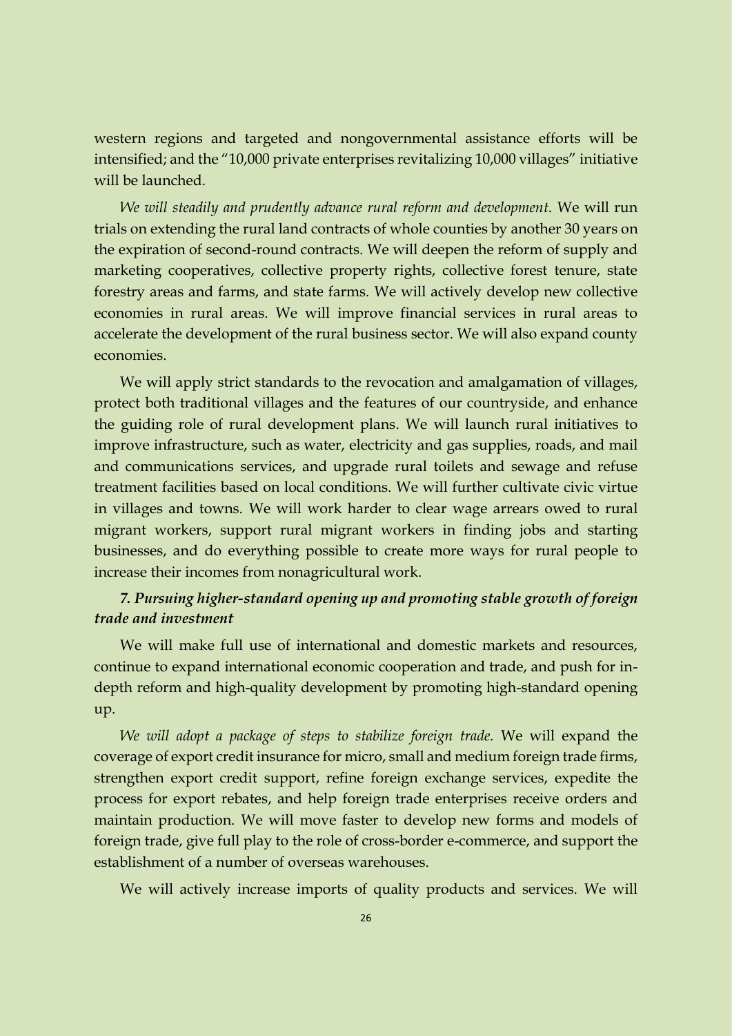western regions and targeted and nongovernmental assistance efforts will be intensified; and the "10,000 private enterprises revitalizing 10,000 villages" initiative will be launched.

*We will steadily and prudently advance rural reform and development.* We will run trials on extending the rural land contracts of whole counties by another 30 years on the expiration of second-round contracts. We will deepen the reform of supply and marketing cooperatives, collective property rights, collective forest tenure, state forestry areas and farms, and state farms. We will actively develop new collective economies in rural areas. We will improve financial services in rural areas to accelerate the development of the rural business sector. We will also expand county economies.

We will apply strict standards to the revocation and amalgamation of villages, protect both traditional villages and the features of our countryside, and enhance the guiding role of rural development plans. We will launch rural initiatives to improve infrastructure, such as water, electricity and gas supplies, roads, and mail and communications services, and upgrade rural toilets and sewage and refuse treatment facilities based on local conditions. We will further cultivate civic virtue in villages and towns. We will work harder to clear wage arrears owed to rural migrant workers, support rural migrant workers in finding jobs and starting businesses, and do everything possible to create more ways for rural people to increase their incomes from nonagricultural work.

### *7. Pursuing higher-standard opening up and promoting stable growth of foreign trade and investment*

We will make full use of international and domestic markets and resources, continue to expand international economic cooperation and trade, and push for in-depth reform and high-quality development by promoting high-standard opening up.

*We will adopt a package of steps to stabilize foreign trade.* We will expand the coverage of export credit insurance for micro, small and medium foreign trade firms, strengthen export credit support, refine foreign exchange services, expedite the process for export rebates, and help foreign trade enterprises receive orders and maintain production. We will move faster to develop new forms and models of foreign trade, give full play to the role of cross-border e-commerce, and support the establishment of a number of overseas warehouses.

We will actively increase imports of quality products and services. We will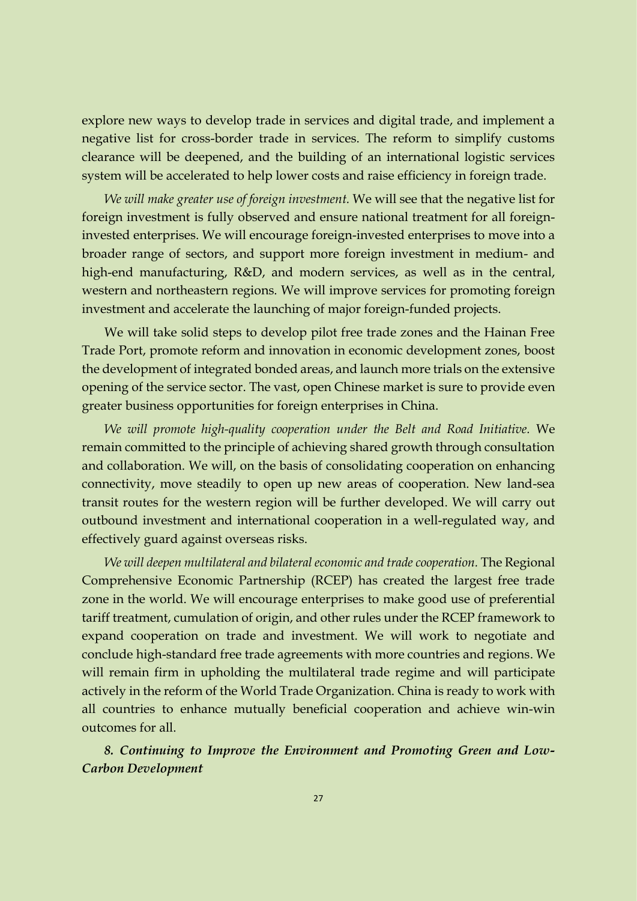explore new ways to develop trade in services and digital trade, and implement a negative list for cross-border trade in services. The reform to simplify customs clearance will be deepened, and the building of an international logistic services system will be accelerated to help lower costs and raise efficiency in foreign trade.

*We will make greater use of foreign investment.* We will see that the negative list for foreign investment is fully observed and ensure national treatment for all foreign-invested enterprises. We will encourage foreign-invested enterprises to move into a broader range of sectors, and support more foreign investment in medium- and high-end manufacturing, R&D, and modern services, as well as in the central, western and northeastern regions. We will improve services for promoting foreign investment and accelerate the launching of major foreign-funded projects.

We will take solid steps to develop pilot free trade zones and the Hainan Free Trade Port, promote reform and innovation in economic development zones, boost the development of integrated bonded areas, and launch more trials on the extensive opening of the service sector. The vast, open Chinese market is sure to provide even greater business opportunities for foreign enterprises in China.

*We will promote high-quality cooperation under the Belt and Road Initiative.* We remain committed to the principle of achieving shared growth through consultation and collaboration. We will, on the basis of consolidating cooperation on enhancing connectivity, move steadily to open up new areas of cooperation. New land-sea transit routes for the western region will be further developed. We will carry out outbound investment and international cooperation in a well-regulated way, and effectively guard against overseas risks.

*We will deepen multilateral and bilateral economic and trade cooperation.* The Regional Comprehensive Economic Partnership (RCEP) has created the largest free trade zone in the world. We will encourage enterprises to make good use of preferential tariff treatment, cumulation of origin, and other rules under the RCEP framework to expand cooperation on trade and investment. We will work to negotiate and conclude high-standard free trade agreements with more countries and regions. We will remain firm in upholding the multilateral trade regime and will participate actively in the reform of the World Trade Organization. China is ready to work with all countries to enhance mutually beneficial cooperation and achieve win-win outcomes for all.

***8. Continuing to Improve the Environment and Promoting Green and Low-Carbon Development***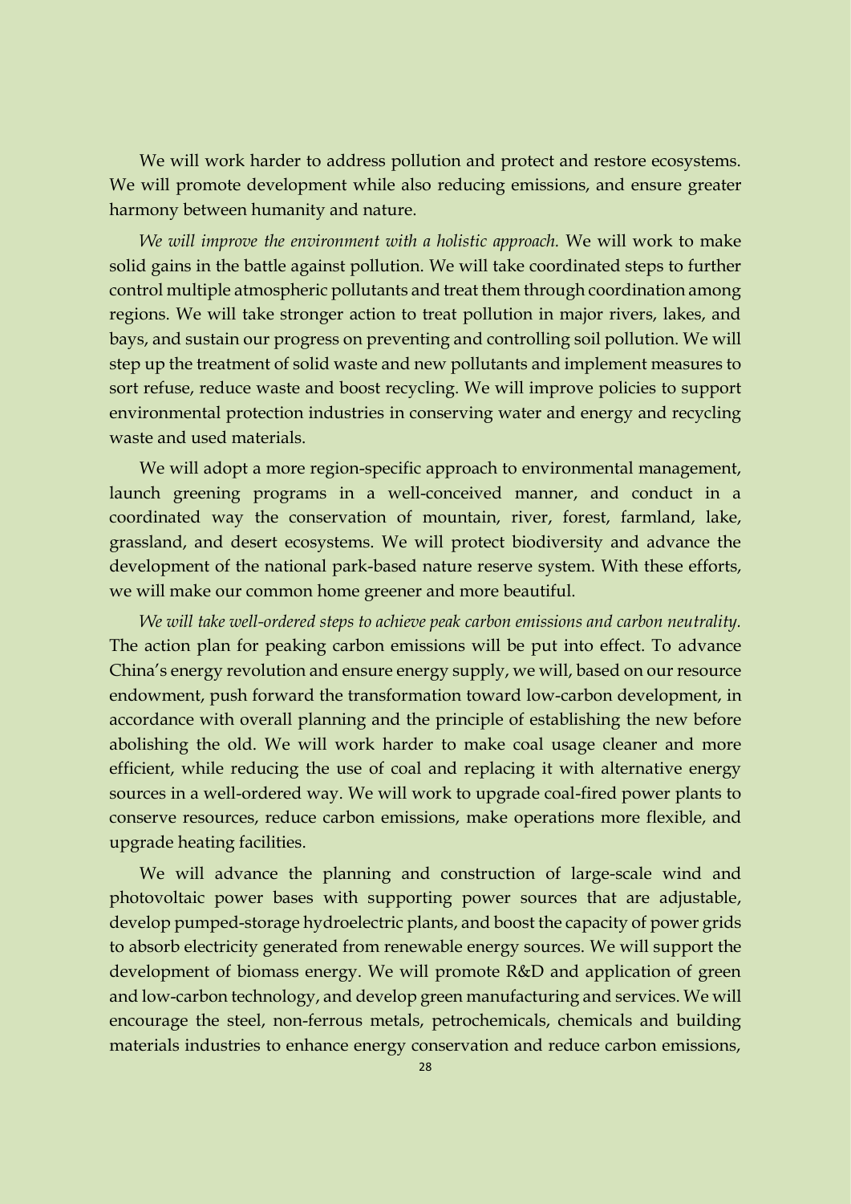We will work harder to address pollution and protect and restore ecosystems. We will promote development while also reducing emissions, and ensure greater harmony between humanity and nature.

*We will improve the environment with a holistic approach.* We will work to make solid gains in the battle against pollution. We will take coordinated steps to further control multiple atmospheric pollutants and treat them through coordination among regions. We will take stronger action to treat pollution in major rivers, lakes, and bays, and sustain our progress on preventing and controlling soil pollution. We will step up the treatment of solid waste and new pollutants and implement measures to sort refuse, reduce waste and boost recycling. We will improve policies to support environmental protection industries in conserving water and energy and recycling waste and used materials.

We will adopt a more region-specific approach to environmental management, launch greening programs in a well-conceived manner, and conduct in a coordinated way the conservation of mountain, river, forest, farmland, lake, grassland, and desert ecosystems. We will protect biodiversity and advance the development of the national park-based nature reserve system. With these efforts, we will make our common home greener and more beautiful.

*We will take well-ordered steps to achieve peak carbon emissions and carbon neutrality.* The action plan for peaking carbon emissions will be put into effect. To advance China's energy revolution and ensure energy supply, we will, based on our resource endowment, push forward the transformation toward low-carbon development, in accordance with overall planning and the principle of establishing the new before abolishing the old. We will work harder to make coal usage cleaner and more efficient, while reducing the use of coal and replacing it with alternative energy sources in a well-ordered way. We will work to upgrade coal-fired power plants to conserve resources, reduce carbon emissions, make operations more flexible, and upgrade heating facilities.

We will advance the planning and construction of large-scale wind and photovoltaic power bases with supporting power sources that are adjustable, develop pumped-storage hydroelectric plants, and boost the capacity of power grids to absorb electricity generated from renewable energy sources. We will support the development of biomass energy. We will promote R&D and application of green and low-carbon technology, and develop green manufacturing and services. We will encourage the steel, non-ferrous metals, petrochemicals, chemicals and building materials industries to enhance energy conservation and reduce carbon emissions,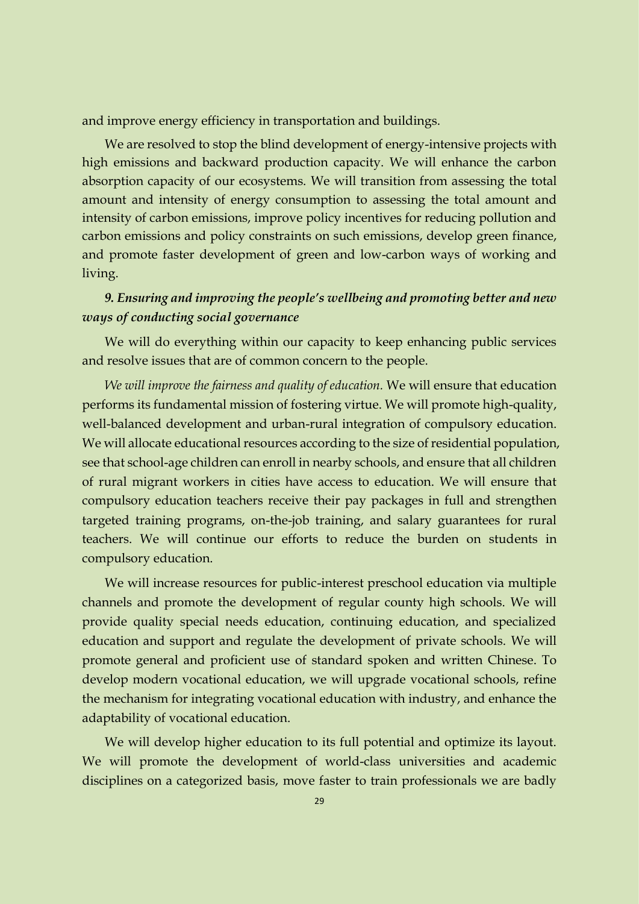and improve energy efficiency in transportation and buildings.

We are resolved to stop the blind development of energy-intensive projects with high emissions and backward production capacity. We will enhance the carbon absorption capacity of our ecosystems. We will transition from assessing the total amount and intensity of energy consumption to assessing the total amount and intensity of carbon emissions, improve policy incentives for reducing pollution and carbon emissions and policy constraints on such emissions, develop green finance, and promote faster development of green and low-carbon ways of working and living.

### *9. Ensuring and improving the people's wellbeing and promoting better and new ways of conducting social governance*

We will do everything within our capacity to keep enhancing public services and resolve issues that are of common concern to the people.

*We will improve the fairness and quality of education.* We will ensure that education performs its fundamental mission of fostering virtue. We will promote high-quality, well-balanced development and urban-rural integration of compulsory education. We will allocate educational resources according to the size of residential population, see that school-age children can enroll in nearby schools, and ensure that all children of rural migrant workers in cities have access to education. We will ensure that compulsory education teachers receive their pay packages in full and strengthen targeted training programs, on-the-job training, and salary guarantees for rural teachers. We will continue our efforts to reduce the burden on students in compulsory education.

We will increase resources for public-interest preschool education via multiple channels and promote the development of regular county high schools. We will provide quality special needs education, continuing education, and specialized education and support and regulate the development of private schools. We will promote general and proficient use of standard spoken and written Chinese. To develop modern vocational education, we will upgrade vocational schools, refine the mechanism for integrating vocational education with industry, and enhance the adaptability of vocational education.

We will develop higher education to its full potential and optimize its layout. We will promote the development of world-class universities and academic disciplines on a categorized basis, move faster to train professionals we are badly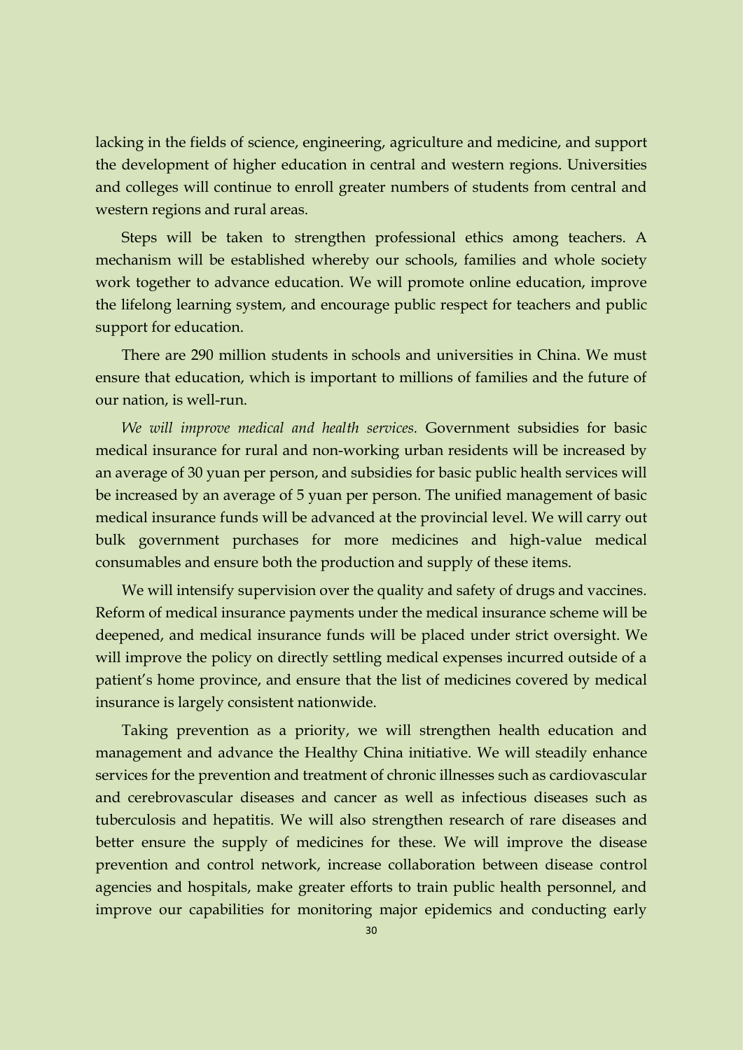lacking in the fields of science, engineering, agriculture and medicine, and support the development of higher education in central and western regions. Universities and colleges will continue to enroll greater numbers of students from central and western regions and rural areas.

Steps will be taken to strengthen professional ethics among teachers. A mechanism will be established whereby our schools, families and whole society work together to advance education. We will promote online education, improve the lifelong learning system, and encourage public respect for teachers and public support for education.

There are 290 million students in schools and universities in China. We must ensure that education, which is important to millions of families and the future of our nation, is well-run.

*We will improve medical and health services.* Government subsidies for basic medical insurance for rural and non-working urban residents will be increased by an average of 30 yuan per person, and subsidies for basic public health services will be increased by an average of 5 yuan per person. The unified management of basic medical insurance funds will be advanced at the provincial level. We will carry out bulk government purchases for more medicines and high-value medical consumables and ensure both the production and supply of these items.

We will intensify supervision over the quality and safety of drugs and vaccines. Reform of medical insurance payments under the medical insurance scheme will be deepened, and medical insurance funds will be placed under strict oversight. We will improve the policy on directly settling medical expenses incurred outside of a patient's home province, and ensure that the list of medicines covered by medical insurance is largely consistent nationwide.

Taking prevention as a priority, we will strengthen health education and management and advance the Healthy China initiative. We will steadily enhance services for the prevention and treatment of chronic illnesses such as cardiovascular and cerebrovascular diseases and cancer as well as infectious diseases such as tuberculosis and hepatitis. We will also strengthen research of rare diseases and better ensure the supply of medicines for these. We will improve the disease prevention and control network, increase collaboration between disease control agencies and hospitals, make greater efforts to train public health personnel, and improve our capabilities for monitoring major epidemics and conducting early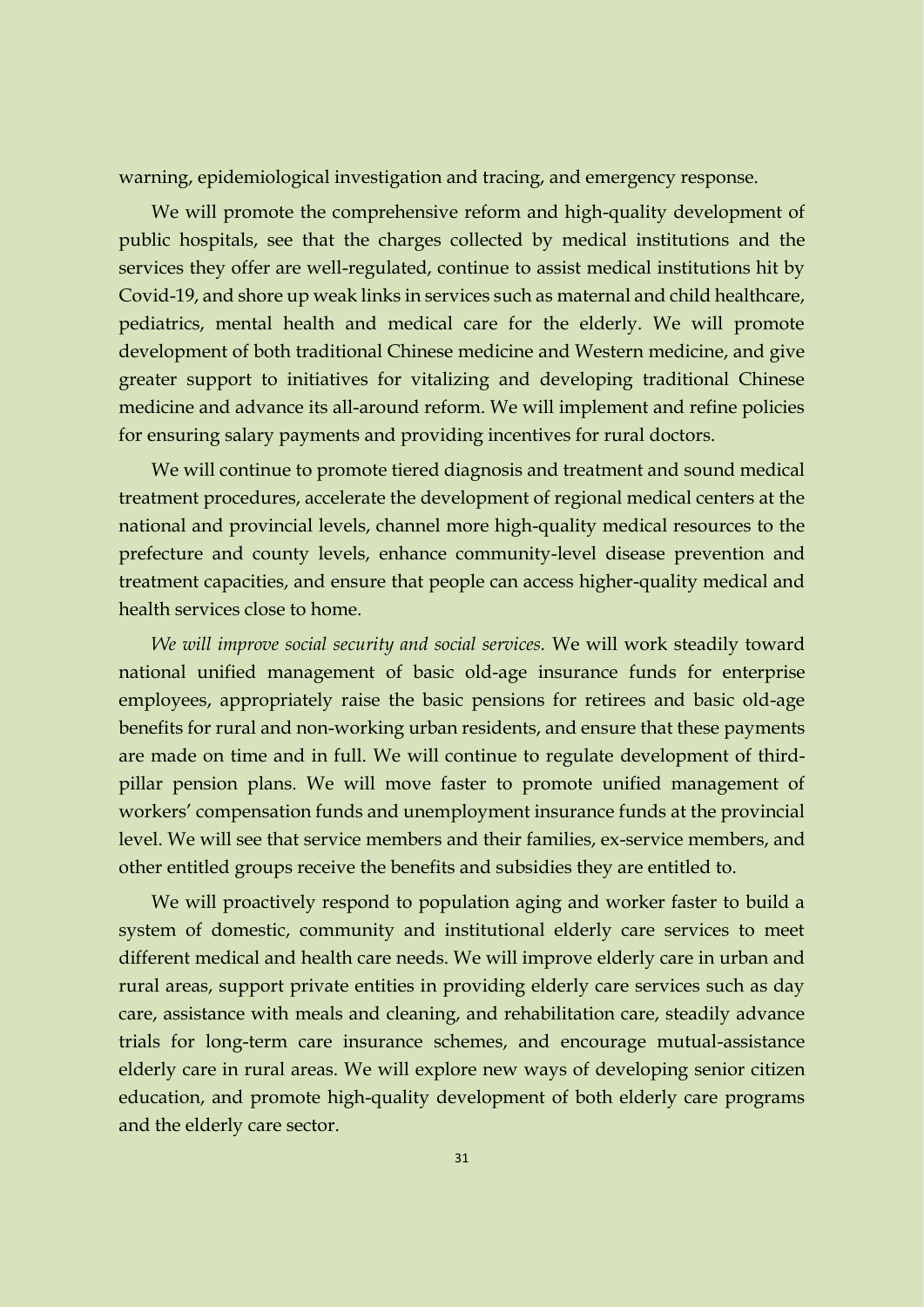warning, epidemiological investigation and tracing, and emergency response.

We will promote the comprehensive reform and high-quality development of public hospitals, see that the charges collected by medical institutions and the services they offer are well-regulated, continue to assist medical institutions hit by Covid-19, and shore up weak links in services such as maternal and child healthcare, pediatrics, mental health and medical care for the elderly. We will promote development of both traditional Chinese medicine and Western medicine, and give greater support to initiatives for vitalizing and developing traditional Chinese medicine and advance its all-around reform. We will implement and refine policies for ensuring salary payments and providing incentives for rural doctors.

We will continue to promote tiered diagnosis and treatment and sound medical treatment procedures, accelerate the development of regional medical centers at the national and provincial levels, channel more high-quality medical resources to the prefecture and county levels, enhance community-level disease prevention and treatment capacities, and ensure that people can access higher-quality medical and health services close to home.

*We will improve social security and social services.* We will work steadily toward national unified management of basic old-age insurance funds for enterprise employees, appropriately raise the basic pensions for retirees and basic old-age benefits for rural and non-working urban residents, and ensure that these payments are made on time and in full. We will continue to regulate development of third-pillar pension plans. We will move faster to promote unified management of workers' compensation funds and unemployment insurance funds at the provincial level. We will see that service members and their families, ex-service members, and other entitled groups receive the benefits and subsidies they are entitled to.

We will proactively respond to population aging and worker faster to build a system of domestic, community and institutional elderly care services to meet different medical and health care needs. We will improve elderly care in urban and rural areas, support private entities in providing elderly care services such as day care, assistance with meals and cleaning, and rehabilitation care, steadily advance trials for long-term care insurance schemes, and encourage mutual-assistance elderly care in rural areas. We will explore new ways of developing senior citizen education, and promote high-quality development of both elderly care programs and the elderly care sector.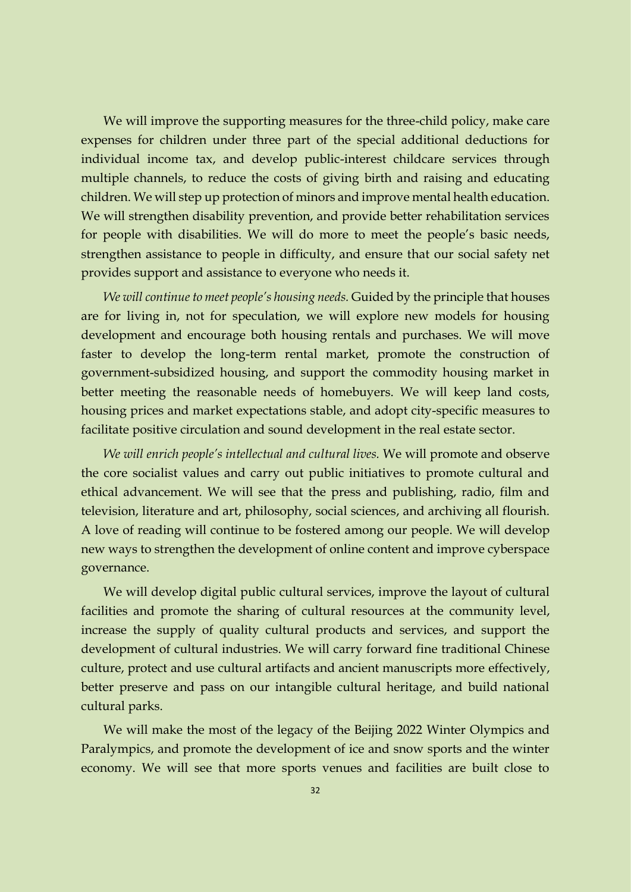We will improve the supporting measures for the three-child policy, make care expenses for children under three part of the special additional deductions for individual income tax, and develop public-interest childcare services through multiple channels, to reduce the costs of giving birth and raising and educating children. We will step up protection of minors and improve mental health education. We will strengthen disability prevention, and provide better rehabilitation services for people with disabilities. We will do more to meet the people's basic needs, strengthen assistance to people in difficulty, and ensure that our social safety net provides support and assistance to everyone who needs it.

*We will continue to meet people's housing needs.* Guided by the principle that houses are for living in, not for speculation, we will explore new models for housing development and encourage both housing rentals and purchases. We will move faster to develop the long-term rental market, promote the construction of government-subsidized housing, and support the commodity housing market in better meeting the reasonable needs of homebuyers. We will keep land costs, housing prices and market expectations stable, and adopt city-specific measures to facilitate positive circulation and sound development in the real estate sector.

*We will enrich people's intellectual and cultural lives.* We will promote and observe the core socialist values and carry out public initiatives to promote cultural and ethical advancement. We will see that the press and publishing, radio, film and television, literature and art, philosophy, social sciences, and archiving all flourish. A love of reading will continue to be fostered among our people. We will develop new ways to strengthen the development of online content and improve cyberspace governance.

We will develop digital public cultural services, improve the layout of cultural facilities and promote the sharing of cultural resources at the community level, increase the supply of quality cultural products and services, and support the development of cultural industries. We will carry forward fine traditional Chinese culture, protect and use cultural artifacts and ancient manuscripts more effectively, better preserve and pass on our intangible cultural heritage, and build national cultural parks.

We will make the most of the legacy of the Beijing 2022 Winter Olympics and Paralympics, and promote the development of ice and snow sports and the winter economy. We will see that more sports venues and facilities are built close to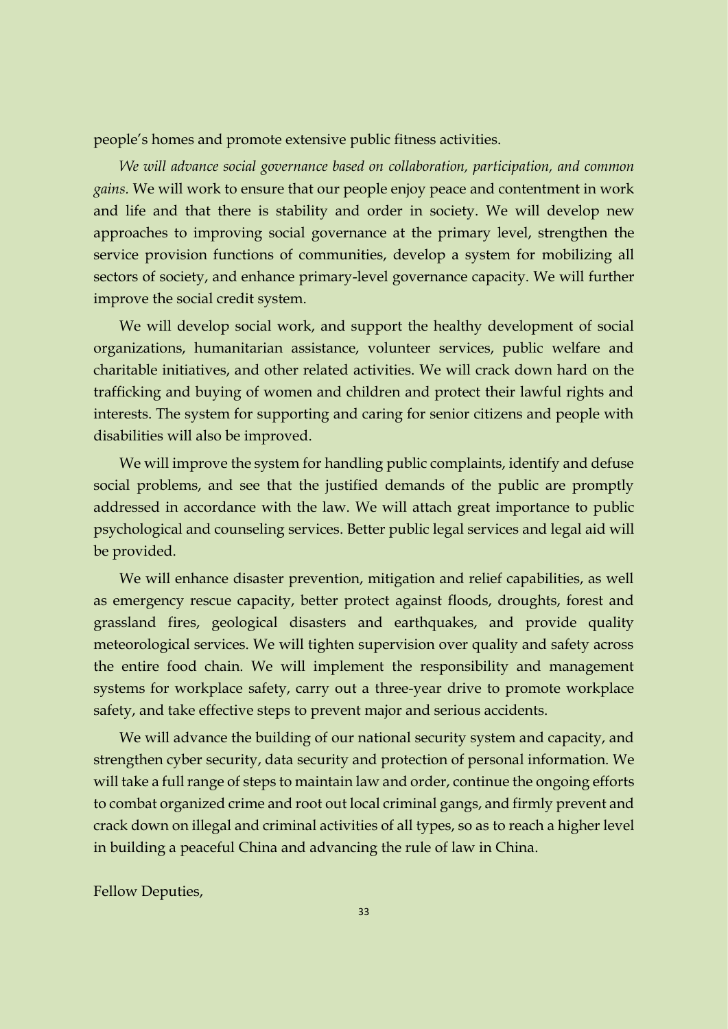people's homes and promote extensive public fitness activities.

*We will advance social governance based on collaboration, participation, and common gains.* We will work to ensure that our people enjoy peace and contentment in work and life and that there is stability and order in society. We will develop new approaches to improving social governance at the primary level, strengthen the service provision functions of communities, develop a system for mobilizing all sectors of society, and enhance primary-level governance capacity. We will further improve the social credit system.

We will develop social work, and support the healthy development of social organizations, humanitarian assistance, volunteer services, public welfare and charitable initiatives, and other related activities. We will crack down hard on the trafficking and buying of women and children and protect their lawful rights and interests. The system for supporting and caring for senior citizens and people with disabilities will also be improved.

We will improve the system for handling public complaints, identify and defuse social problems, and see that the justified demands of the public are promptly addressed in accordance with the law. We will attach great importance to public psychological and counseling services. Better public legal services and legal aid will be provided.

We will enhance disaster prevention, mitigation and relief capabilities, as well as emergency rescue capacity, better protect against floods, droughts, forest and grassland fires, geological disasters and earthquakes, and provide quality meteorological services. We will tighten supervision over quality and safety across the entire food chain. We will implement the responsibility and management systems for workplace safety, carry out a three-year drive to promote workplace safety, and take effective steps to prevent major and serious accidents.

We will advance the building of our national security system and capacity, and strengthen cyber security, data security and protection of personal information. We will take a full range of steps to maintain law and order, continue the ongoing efforts to combat organized crime and root out local criminal gangs, and firmly prevent and crack down on illegal and criminal activities of all types, so as to reach a higher level in building a peaceful China and advancing the rule of law in China.

Fellow Deputies,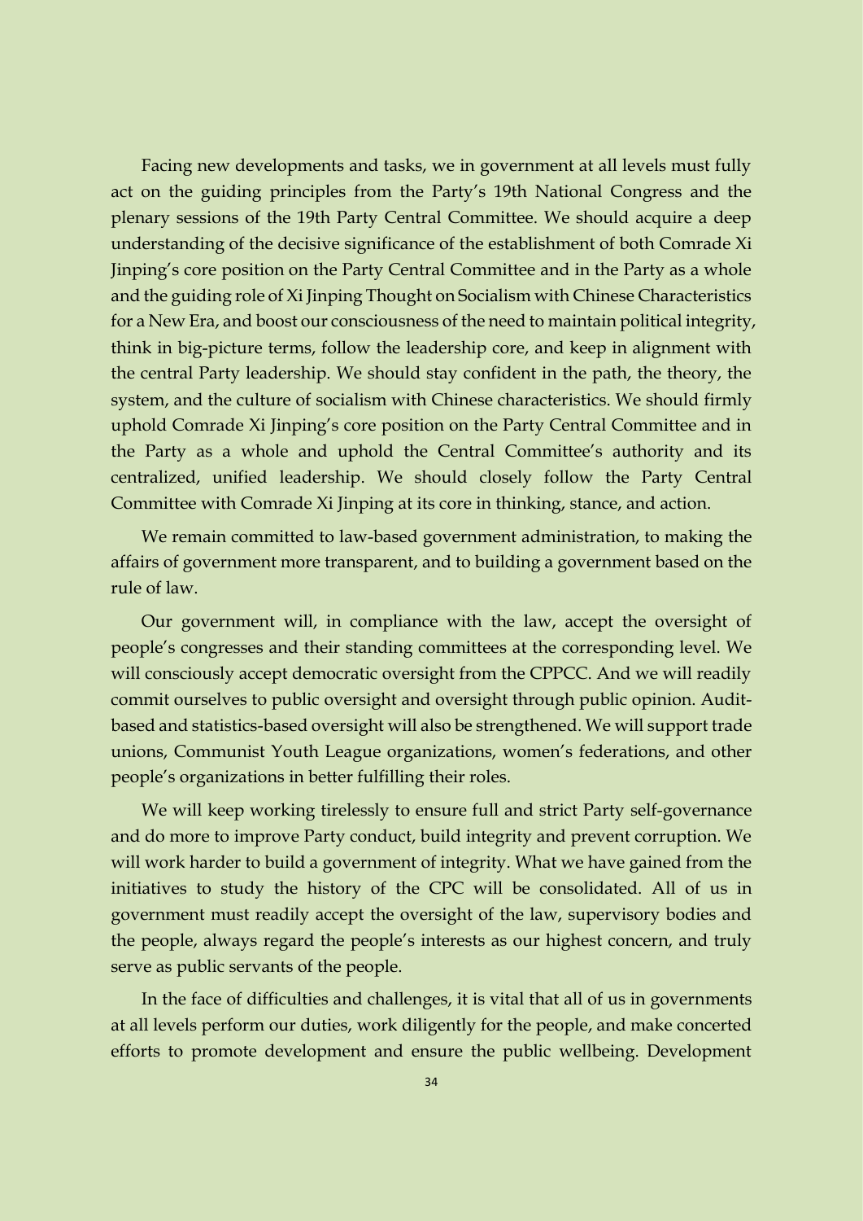Facing new developments and tasks, we in government at all levels must fully act on the guiding principles from the Party's 19th National Congress and the plenary sessions of the 19th Party Central Committee. We should acquire a deep understanding of the decisive significance of the establishment of both Comrade Xi Jinping's core position on the Party Central Committee and in the Party as a whole and the guiding role of Xi Jinping Thought on Socialism with Chinese Characteristics for a New Era, and boost our consciousness of the need to maintain political integrity, think in big-picture terms, follow the leadership core, and keep in alignment with the central Party leadership. We should stay confident in the path, the theory, the system, and the culture of socialism with Chinese characteristics. We should firmly uphold Comrade Xi Jinping's core position on the Party Central Committee and in the Party as a whole and uphold the Central Committee's authority and its centralized, unified leadership. We should closely follow the Party Central Committee with Comrade Xi Jinping at its core in thinking, stance, and action.

We remain committed to law-based government administration, to making the affairs of government more transparent, and to building a government based on the rule of law.

Our government will, in compliance with the law, accept the oversight of people's congresses and their standing committees at the corresponding level. We will consciously accept democratic oversight from the CPPCC. And we will readily commit ourselves to public oversight and oversight through public opinion. Audit-based and statistics-based oversight will also be strengthened. We will support trade unions, Communist Youth League organizations, women's federations, and other people's organizations in better fulfilling their roles.

We will keep working tirelessly to ensure full and strict Party self-governance and do more to improve Party conduct, build integrity and prevent corruption. We will work harder to build a government of integrity. What we have gained from the initiatives to study the history of the CPC will be consolidated. All of us in government must readily accept the oversight of the law, supervisory bodies and the people, always regard the people's interests as our highest concern, and truly serve as public servants of the people.

In the face of difficulties and challenges, it is vital that all of us in governments at all levels perform our duties, work diligently for the people, and make concerted efforts to promote development and ensure the public wellbeing. Development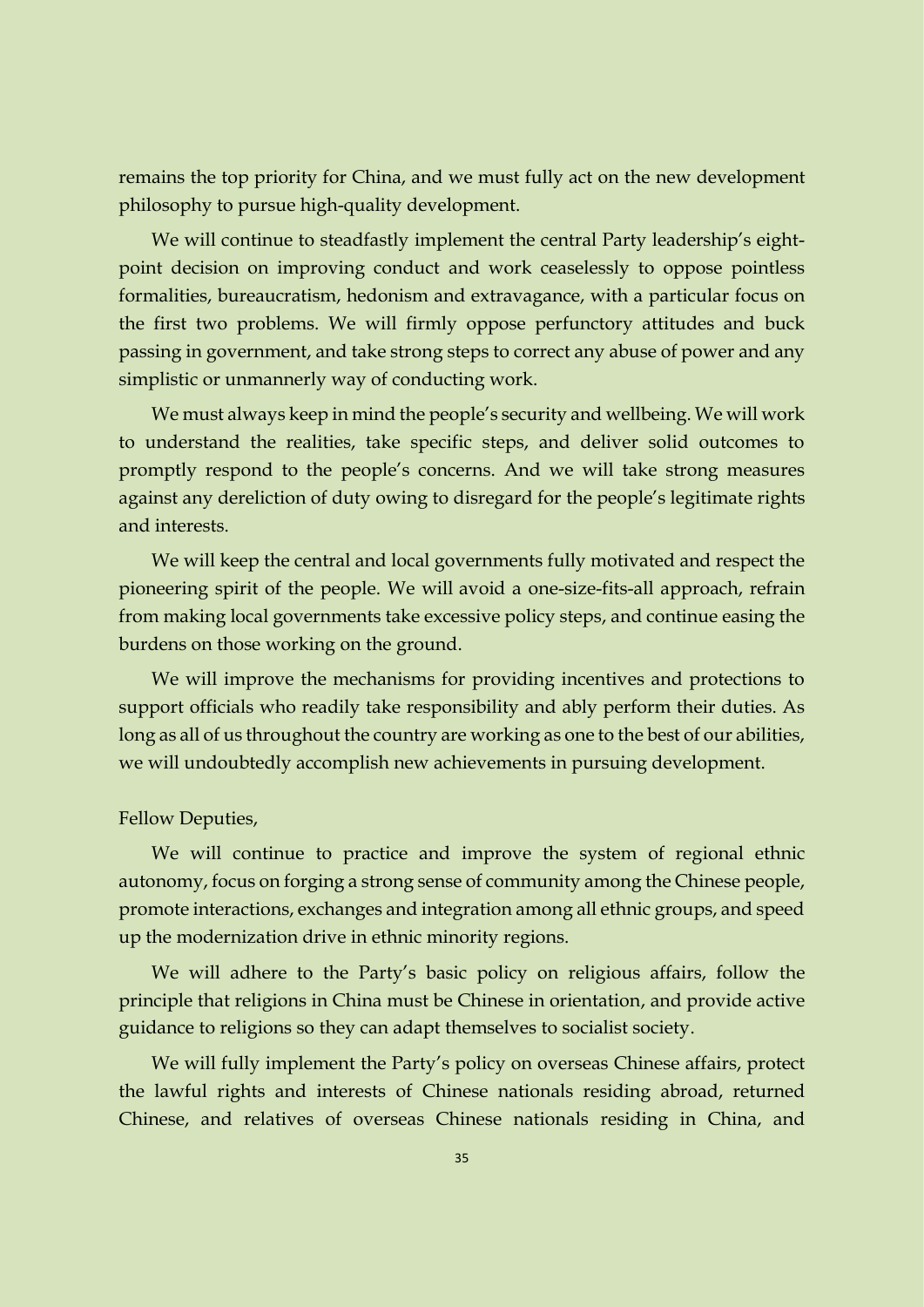remains the top priority for China, and we must fully act on the new development philosophy to pursue high-quality development.

We will continue to steadfastly implement the central Party leadership's eight-point decision on improving conduct and work ceaselessly to oppose pointless formalities, bureaucratism, hedonism and extravagance, with a particular focus on the first two problems. We will firmly oppose perfunctory attitudes and buck passing in government, and take strong steps to correct any abuse of power and any simplistic or unmannerly way of conducting work.

We must always keep in mind the people's security and wellbeing. We will work to understand the realities, take specific steps, and deliver solid outcomes to promptly respond to the people's concerns. And we will take strong measures against any dereliction of duty owing to disregard for the people's legitimate rights and interests.

We will keep the central and local governments fully motivated and respect the pioneering spirit of the people. We will avoid a one-size-fits-all approach, refrain from making local governments take excessive policy steps, and continue easing the burdens on those working on the ground.

We will improve the mechanisms for providing incentives and protections to support officials who readily take responsibility and ably perform their duties. As long as all of us throughout the country are working as one to the best of our abilities, we will undoubtedly accomplish new achievements in pursuing development.

Fellow Deputies,

We will continue to practice and improve the system of regional ethnic autonomy, focus on forging a strong sense of community among the Chinese people, promote interactions, exchanges and integration among all ethnic groups, and speed up the modernization drive in ethnic minority regions.

We will adhere to the Party's basic policy on religious affairs, follow the principle that religions in China must be Chinese in orientation, and provide active guidance to religions so they can adapt themselves to socialist society.

We will fully implement the Party's policy on overseas Chinese affairs, protect the lawful rights and interests of Chinese nationals residing abroad, returned Chinese, and relatives of overseas Chinese nationals residing in China, and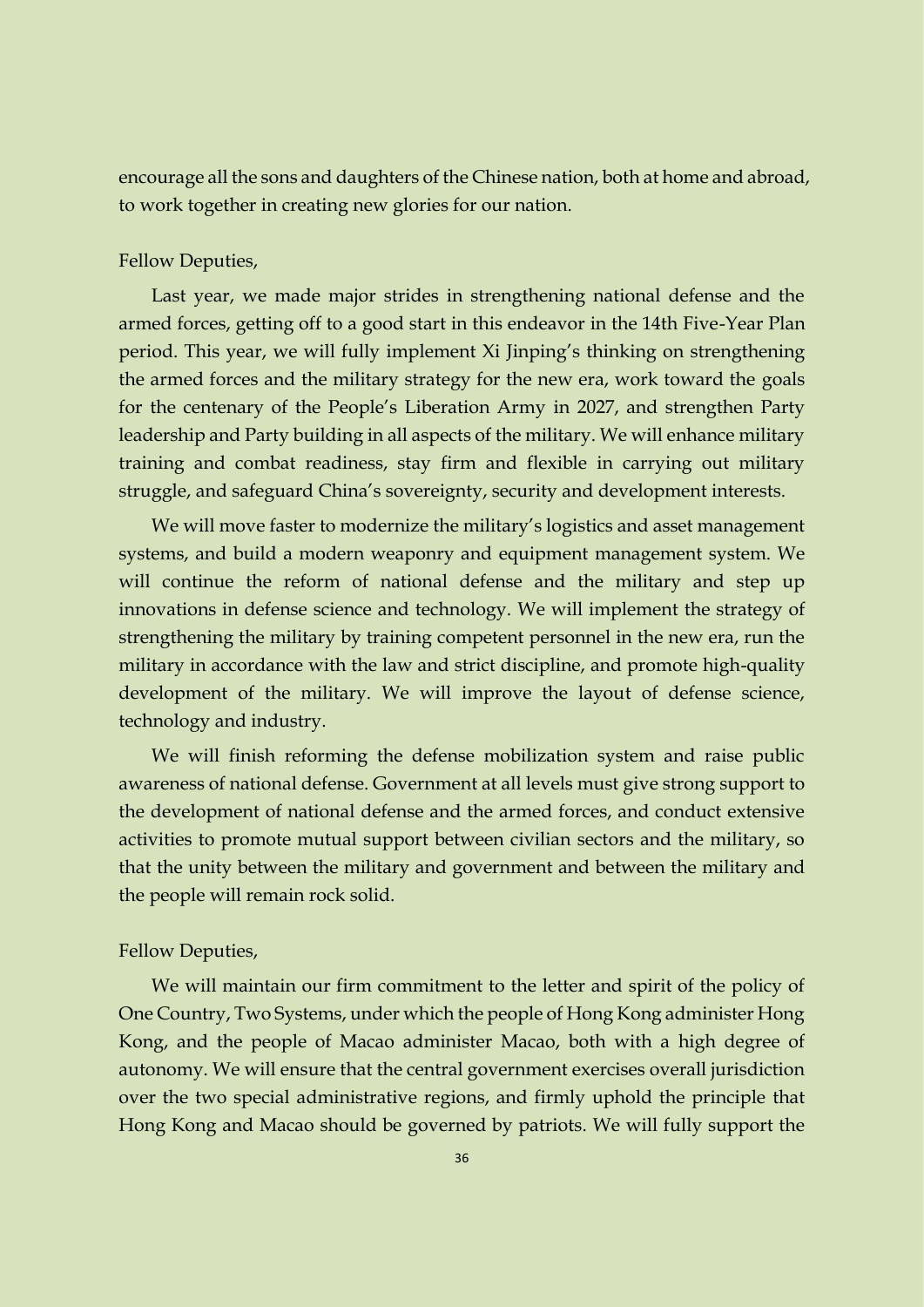encourage all the sons and daughters of the Chinese nation, both at home and abroad, to work together in creating new glories for our nation.

Fellow Deputies,

Last year, we made major strides in strengthening national defense and the armed forces, getting off to a good start in this endeavor in the 14th Five-Year Plan period. This year, we will fully implement Xi Jinping's thinking on strengthening the armed forces and the military strategy for the new era, work toward the goals for the centenary of the People's Liberation Army in 2027, and strengthen Party leadership and Party building in all aspects of the military. We will enhance military training and combat readiness, stay firm and flexible in carrying out military struggle, and safeguard China's sovereignty, security and development interests.

We will move faster to modernize the military's logistics and asset management systems, and build a modern weaponry and equipment management system. We will continue the reform of national defense and the military and step up innovations in defense science and technology. We will implement the strategy of strengthening the military by training competent personnel in the new era, run the military in accordance with the law and strict discipline, and promote high-quality development of the military. We will improve the layout of defense science, technology and industry.

We will finish reforming the defense mobilization system and raise public awareness of national defense. Government at all levels must give strong support to the development of national defense and the armed forces, and conduct extensive activities to promote mutual support between civilian sectors and the military, so that the unity between the military and government and between the military and the people will remain rock solid.

Fellow Deputies,

We will maintain our firm commitment to the letter and spirit of the policy of One Country, Two Systems, under which the people of Hong Kong administer Hong Kong, and the people of Macao administer Macao, both with a high degree of autonomy. We will ensure that the central government exercises overall jurisdiction over the two special administrative regions, and firmly uphold the principle that Hong Kong and Macao should be governed by patriots. We will fully support the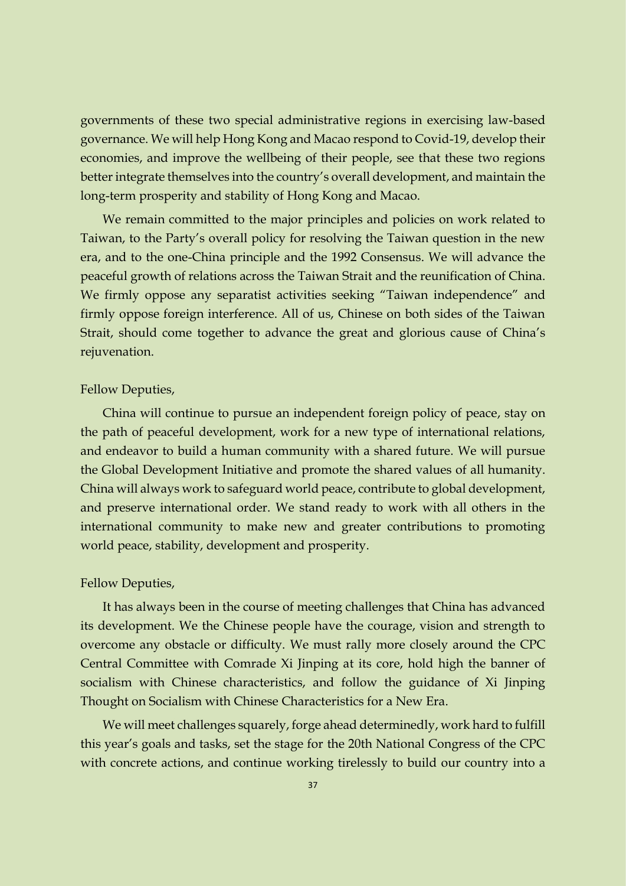governments of these two special administrative regions in exercising law-based governance. We will help Hong Kong and Macao respond to Covid-19, develop their economies, and improve the wellbeing of their people, see that these two regions better integrate themselves into the country's overall development, and maintain the long-term prosperity and stability of Hong Kong and Macao.

We remain committed to the major principles and policies on work related to Taiwan, to the Party's overall policy for resolving the Taiwan question in the new era, and to the one-China principle and the 1992 Consensus. We will advance the peaceful growth of relations across the Taiwan Strait and the reunification of China. We firmly oppose any separatist activities seeking "Taiwan independence" and firmly oppose foreign interference. All of us, Chinese on both sides of the Taiwan Strait, should come together to advance the great and glorious cause of China's rejuvenation.

Fellow Deputies,

China will continue to pursue an independent foreign policy of peace, stay on the path of peaceful development, work for a new type of international relations, and endeavor to build a human community with a shared future. We will pursue the Global Development Initiative and promote the shared values of all humanity. China will always work to safeguard world peace, contribute to global development, and preserve international order. We stand ready to work with all others in the international community to make new and greater contributions to promoting world peace, stability, development and prosperity.

Fellow Deputies,

It has always been in the course of meeting challenges that China has advanced its development. We the Chinese people have the courage, vision and strength to overcome any obstacle or difficulty. We must rally more closely around the CPC Central Committee with Comrade Xi Jinping at its core, hold high the banner of socialism with Chinese characteristics, and follow the guidance of Xi Jinping Thought on Socialism with Chinese Characteristics for a New Era.

We will meet challenges squarely, forge ahead determinedly, work hard to fulfill this year's goals and tasks, set the stage for the 20th National Congress of the CPC with concrete actions, and continue working tirelessly to build our country into a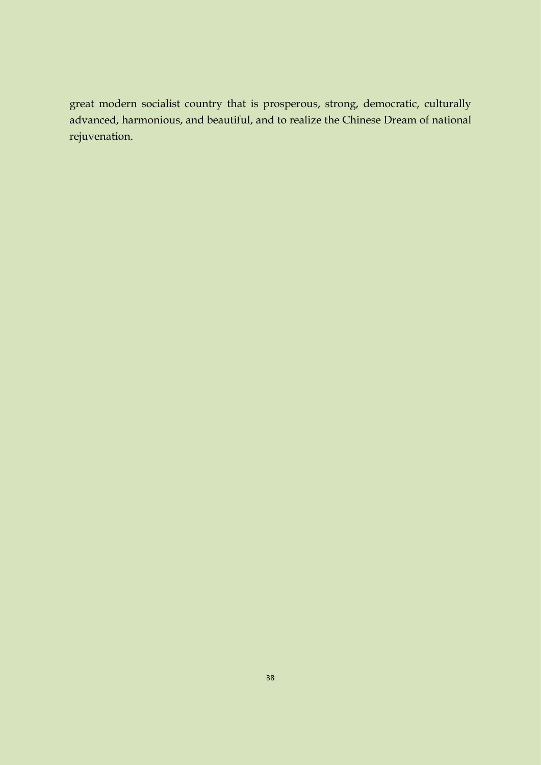great modern socialist country that is prosperous, strong, democratic, culturally advanced, harmonious, and beautiful, and to realize the Chinese Dream of national rejuvenation.